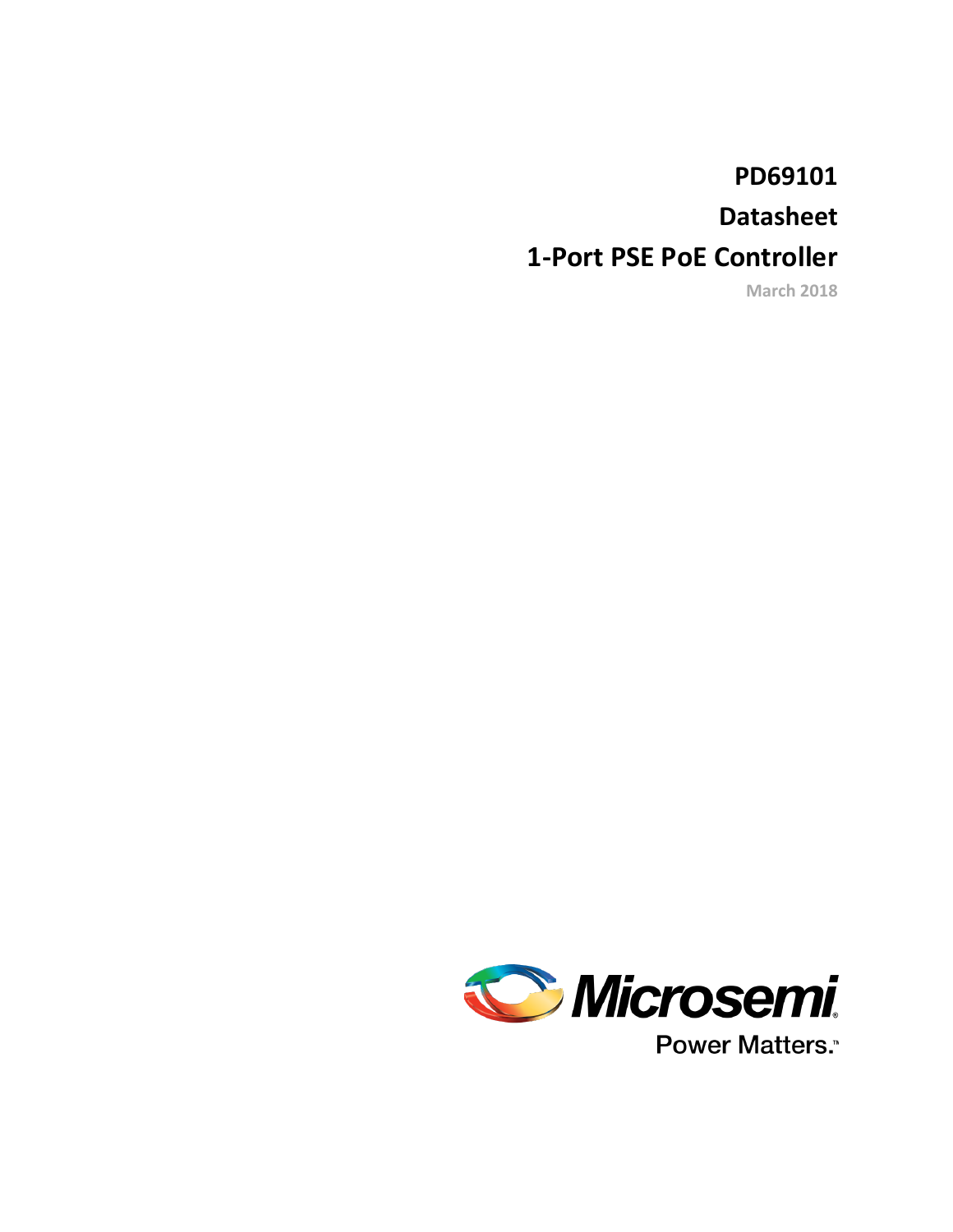# PD69101

# Datasheet

# 1-Port PSE PoE Controller

March 2018

Microsemi

Power Matters.™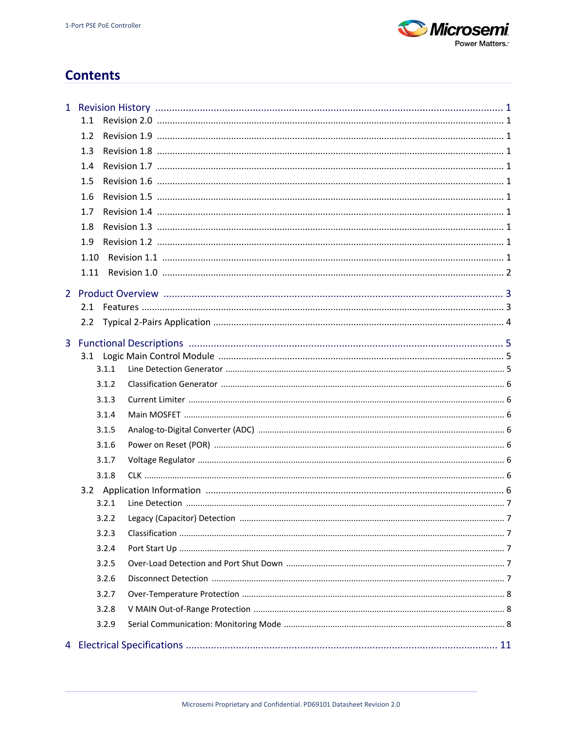# Contents

1 Revision History ..... 1
- 1.1 Revision 2.0 ..... 1
- 1.2 Revision 1.9 ..... 1
- 1.3 Revision 1.8 ..... 1
- 1.4 Revision 1.7 ..... 1
- 1.5 Revision 1.6 ..... 1
- 1.6 Revision 1.5 ..... 1
- 1.7 Revision 1.4 ..... 1
- 1.8 Revision 1.3 ..... 1
- 1.9 Revision 1.2 ..... 1
- 1.10 Revision 1.1 ..... 1
- 1.11 Revision 1.0 ..... 2

2 Product Overview ..... 3
- 2.1 Features ..... 3
- 2.2 Typical 2-Pairs Application ..... 4

3 Functional Descriptions ..... 5
- 3.1 Logic Main Control Module ..... 5
  - 3.1.1 Line Detection Generator ..... 5
  - 3.1.2 Classification Generator ..... 6
  - 3.1.3 Current Limiter ..... 6
  - 3.1.4 Main MOSFET ..... 6
  - 3.1.5 Analog-to-Digital Converter (ADC) ..... 6
  - 3.1.6 Power on Reset (POR) ..... 6
  - 3.1.7 Voltage Regulator ..... 6
  - 3.1.8 CLK ..... 6
- 3.2 Application Information ..... 6
  - 3.2.1 Line Detection ..... 7
  - 3.2.2 Legacy (Capacitor) Detection ..... 7
  - 3.2.3 Classification ..... 7
  - 3.2.4 Port Start Up ..... 7
  - 3.2.5 Over-Load Detection and Port Shut Down ..... 7
  - 3.2.6 Disconnect Detection ..... 7
  - 3.2.7 Over-Temperature Protection ..... 8
  - 3.2.8 V MAIN Out-of-Range Protection ..... 8
  - 3.2.9 Serial Communication: Monitoring Mode ..... 8

4 Electrical Specifications ..... 11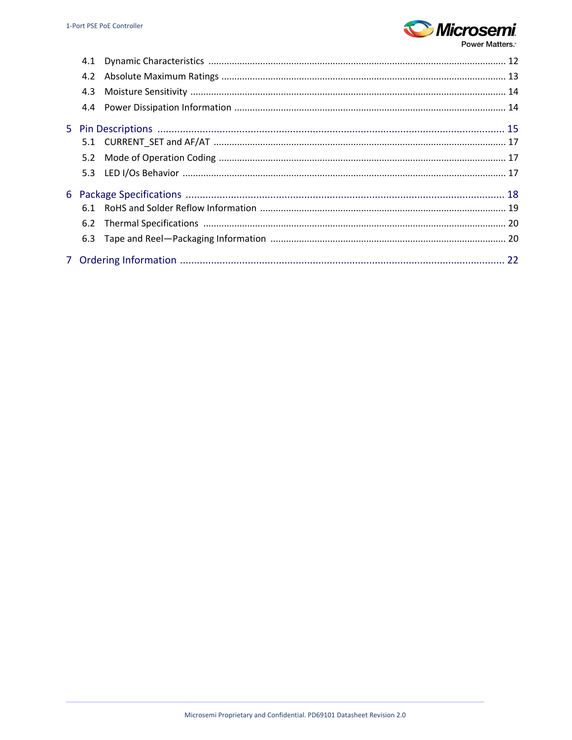4.1 Dynamic Characteristics ............ 12
4.2 Absolute Maximum Ratings ............ 13
4.3 Moisture Sensitivity ............ 14
4.4 Power Dissipation Information ............ 14

5 Pin Descriptions ............ 15
5.1 CURRENT_SET and AF/AT ............ 17
5.2 Mode of Operation Coding ............ 17
5.3 LED I/Os Behavior ............ 17

6 Package Specifications ............ 18
6.1 RoHS and Solder Reflow Information ............ 19
6.2 Thermal Specifications ............ 20
6.3 Tape and Reel—Packaging Information ............ 20

7 Ordering Information ............ 22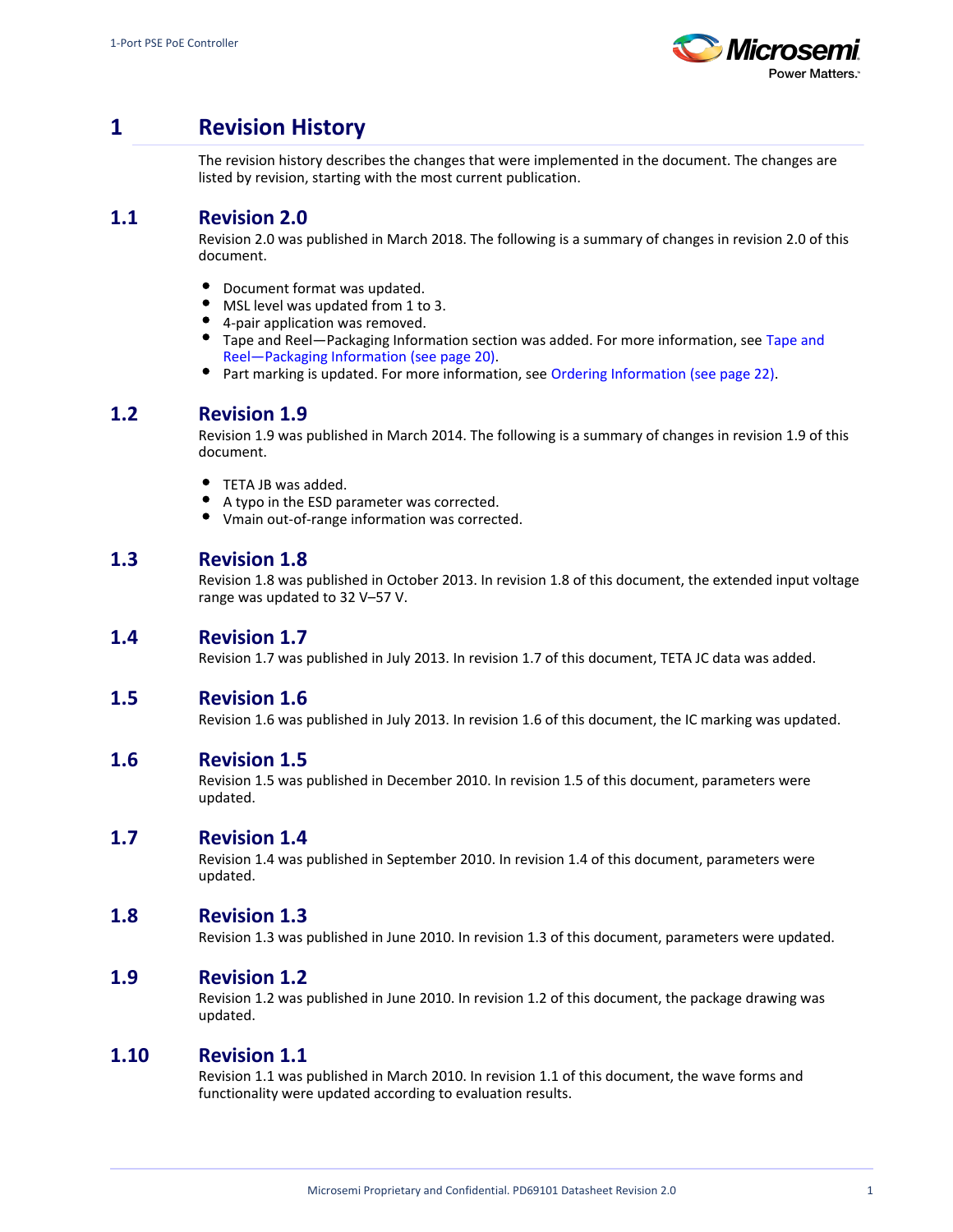# 1 Revision History

The revision history describes the changes that were implemented in the document. The changes are listed by revision, starting with the most current publication.

## 1.1 Revision 2.0

Revision 2.0 was published in March 2018. The following is a summary of changes in revision 2.0 of this document.

- Document format was updated.
- MSL level was updated from 1 to 3.
- 4-pair application was removed.
- Tape and Reel—Packaging Information section was added. For more information, see Tape and Reel—Packaging Information (see page 20).
- Part marking is updated. For more information, see Ordering Information (see page 22).

## 1.2 Revision 1.9

Revision 1.9 was published in March 2014. The following is a summary of changes in revision 1.9 of this document.

- TETA JB was added.
- A typo in the ESD parameter was corrected.
- Vmain out-of-range information was corrected.

## 1.3 Revision 1.8

Revision 1.8 was published in October 2013. In revision 1.8 of this document, the extended input voltage range was updated to 32 V–57 V.

## 1.4 Revision 1.7

Revision 1.7 was published in July 2013. In revision 1.7 of this document, TETA JC data was added.

## 1.5 Revision 1.6

Revision 1.6 was published in July 2013. In revision 1.6 of this document, the IC marking was updated.

## 1.6 Revision 1.5

Revision 1.5 was published in December 2010. In revision 1.5 of this document, parameters were updated.

## 1.7 Revision 1.4

Revision 1.4 was published in September 2010. In revision 1.4 of this document, parameters were updated.

## 1.8 Revision 1.3

Revision 1.3 was published in June 2010. In revision 1.3 of this document, parameters were updated.

## 1.9 Revision 1.2

Revision 1.2 was published in June 2010. In revision 1.2 of this document, the package drawing was updated.

## 1.10 Revision 1.1

Revision 1.1 was published in March 2010. In revision 1.1 of this document, the wave forms and functionality were updated according to evaluation results.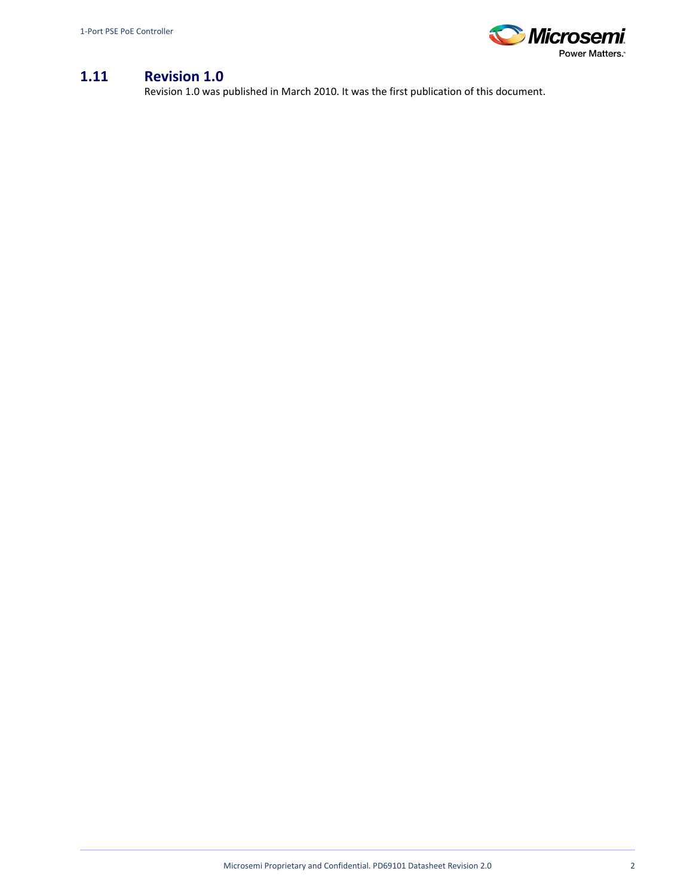## 1.11 Revision 1.0

Revision 1.0 was published in March 2010. It was the first publication of this document.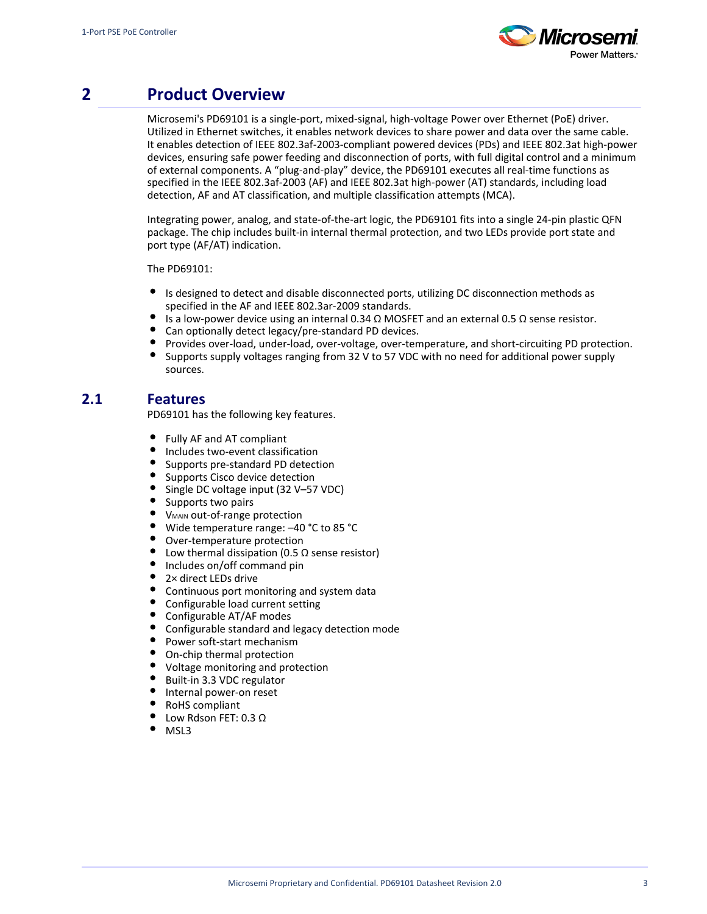# 2 Product Overview

Microsemi's PD69101 is a single-port, mixed-signal, high-voltage Power over Ethernet (PoE) driver. Utilized in Ethernet switches, it enables network devices to share power and data over the same cable. It enables detection of IEEE 802.3af-2003-compliant powered devices (PDs) and IEEE 802.3at high-power devices, ensuring safe power feeding and disconnection of ports, with full digital control and a minimum of external components. A "plug-and-play" device, the PD69101 executes all real-time functions as specified in the IEEE 802.3af-2003 (AF) and IEEE 802.3at high-power (AT) standards, including load detection, AF and AT classification, and multiple classification attempts (MCA).

Integrating power, analog, and state-of-the-art logic, the PD69101 fits into a single 24-pin plastic QFN package. The chip includes built-in internal thermal protection, and two LEDs provide port state and port type (AF/AT) indication.

The PD69101:

- Is designed to detect and disable disconnected ports, utilizing DC disconnection methods as specified in the AF and IEEE 802.3ar-2009 standards.
- Is a low-power device using an internal 0.34 Ω MOSFET and an external 0.5 Ω sense resistor.
- Can optionally detect legacy/pre-standard PD devices.
- Provides over-load, under-load, over-voltage, over-temperature, and short-circuiting PD protection.
- Supports supply voltages ranging from 32 V to 57 VDC with no need for additional power supply sources.

## 2.1 Features

PD69101 has the following key features.

- Fully AF and AT compliant
- Includes two-event classification
- Supports pre-standard PD detection
- Supports Cisco device detection
- Single DC voltage input (32 V–57 VDC)
- Supports two pairs
- $V_{MAIN}$ out-of-range protection
- Wide temperature range: –40 °C to 85 °C
- Over-temperature protection
- Low thermal dissipation (0.5 Ω sense resistor)
- Includes on/off command pin
- 2× direct LEDs drive
- Continuous port monitoring and system data
- Configurable load current setting
- Configurable AT/AF modes
- Configurable standard and legacy detection mode
- Power soft-start mechanism
- On-chip thermal protection
- Voltage monitoring and protection
- Built-in 3.3 VDC regulator
- Internal power-on reset
- RoHS compliant
- Low Rdson FET: 0.3 Ω
- MSL3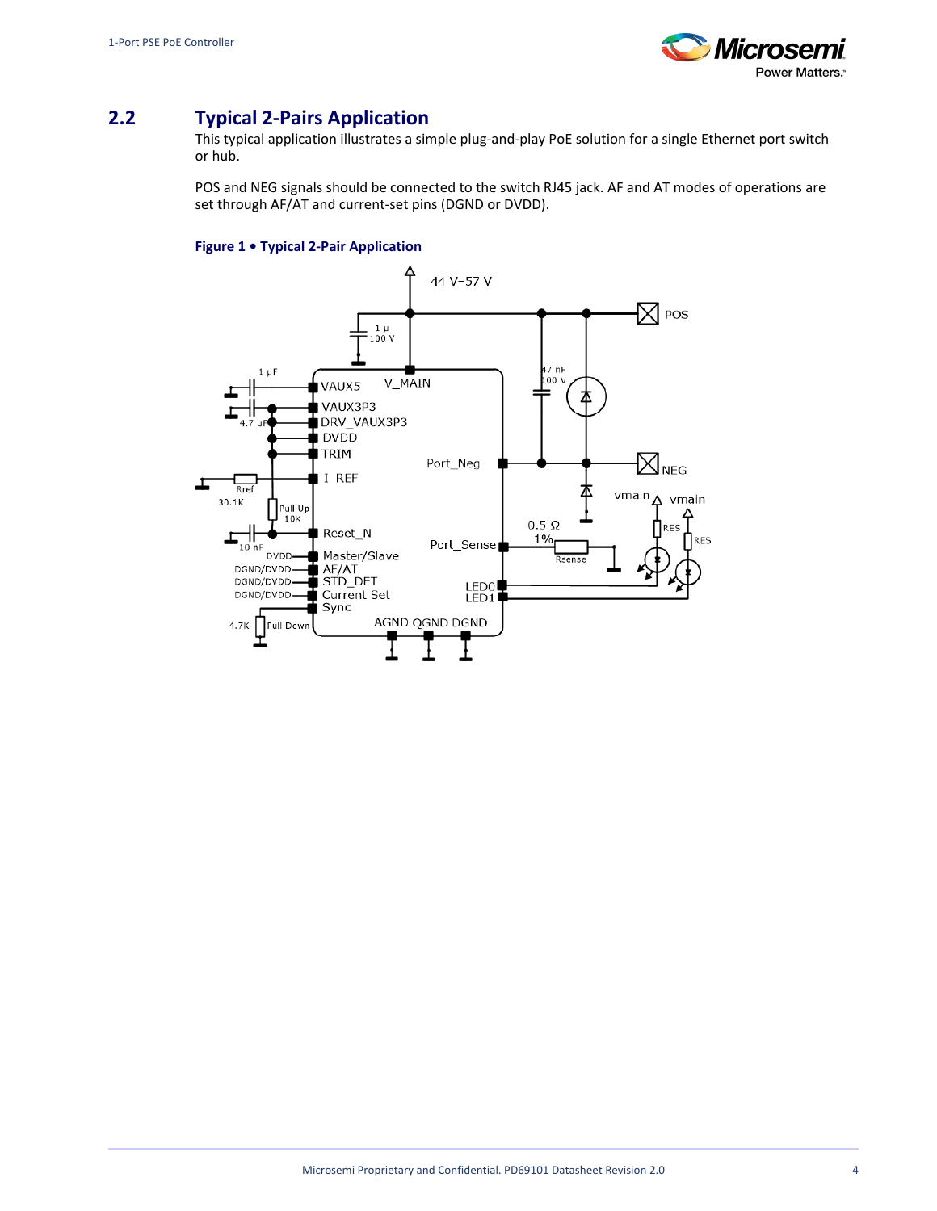## 2.2 Typical 2-Pairs Application

This typical application illustrates a simple plug-and-play PoE solution for a single Ethernet port switch or hub.

POS and NEG signals should be connected to the switch RJ45 jack. AF and AT modes of operations are set through AF/AT and current-set pins (DGND or DVDD).

**Figure 1 • Typical 2-Pair Application**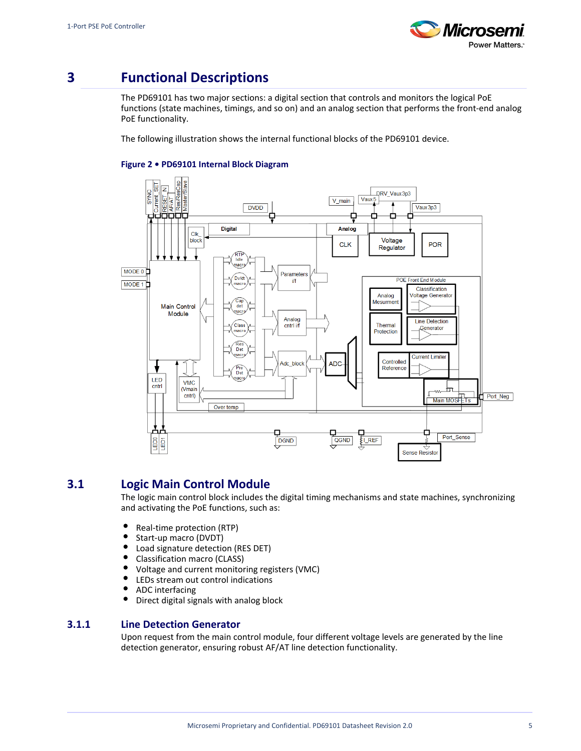# 3 Functional Descriptions

The PD69101 has two major sections: a digital section that controls and monitors the logical PoE functions (state machines, timings, and so on) and an analog section that performs the front-end analog PoE functionality.

The following illustration shows the internal functional blocks of the PD69101 device.

**Figure 2 • PD69101 Internal Block Diagram**

## 3.1 Logic Main Control Module

The logic main control block includes the digital timing mechanisms and state machines, synchronizing and activating the PoE functions, such as:

- Real-time protection (RTP)
- Start-up macro (DVDT)
- Load signature detection (RES DET)
- Classification macro (CLASS)
- Voltage and current monitoring registers (VMC)
- LEDs stream out control indications
- ADC interfacing
- Direct digital signals with analog block

### 3.1.1 Line Detection Generator

Upon request from the main control module, four different voltage levels are generated by the line detection generator, ensuring robust AF/AT line detection functionality.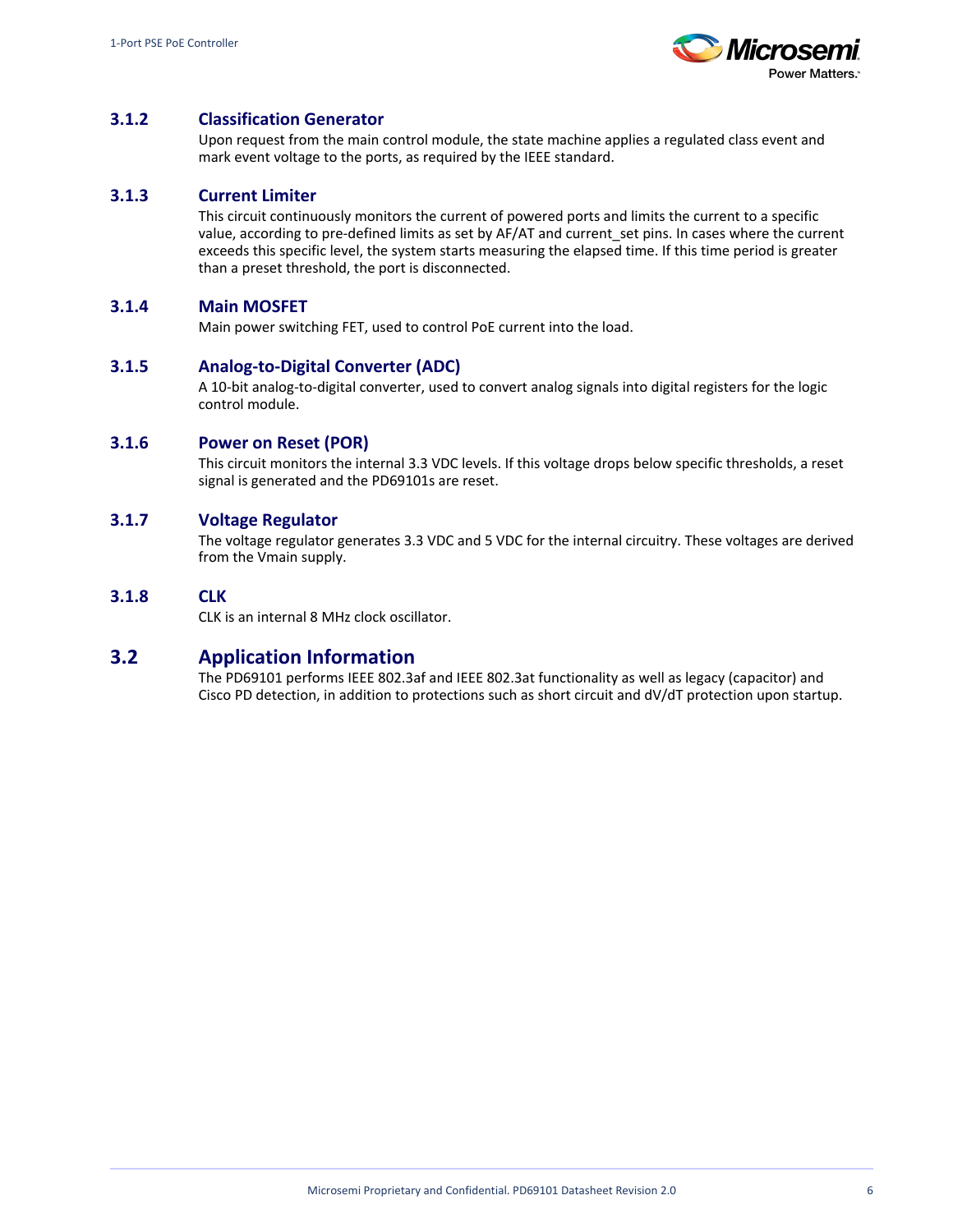### 3.1.2 Classification Generator

Upon request from the main control module, the state machine applies a regulated class event and mark event voltage to the ports, as required by the IEEE standard.

### 3.1.3 Current Limiter

This circuit continuously monitors the current of powered ports and limits the current to a specific value, according to pre-defined limits as set by AF/AT and current_set pins. In cases where the current exceeds this specific level, the system starts measuring the elapsed time. If this time period is greater than a preset threshold, the port is disconnected.

### 3.1.4 Main MOSFET

Main power switching FET, used to control PoE current into the load.

### 3.1.5 Analog-to-Digital Converter (ADC)

A 10-bit analog-to-digital converter, used to convert analog signals into digital registers for the logic control module.

### 3.1.6 Power on Reset (POR)

This circuit monitors the internal 3.3 VDC levels. If this voltage drops below specific thresholds, a reset signal is generated and the PD69101s are reset.

### 3.1.7 Voltage Regulator

The voltage regulator generates 3.3 VDC and 5 VDC for the internal circuitry. These voltages are derived from the Vmain supply.

### 3.1.8 CLK

CLK is an internal 8 MHz clock oscillator.

## 3.2 Application Information

The PD69101 performs IEEE 802.3af and IEEE 802.3at functionality as well as legacy (capacitor) and Cisco PD detection, in addition to protections such as short circuit and dV/dT protection upon startup.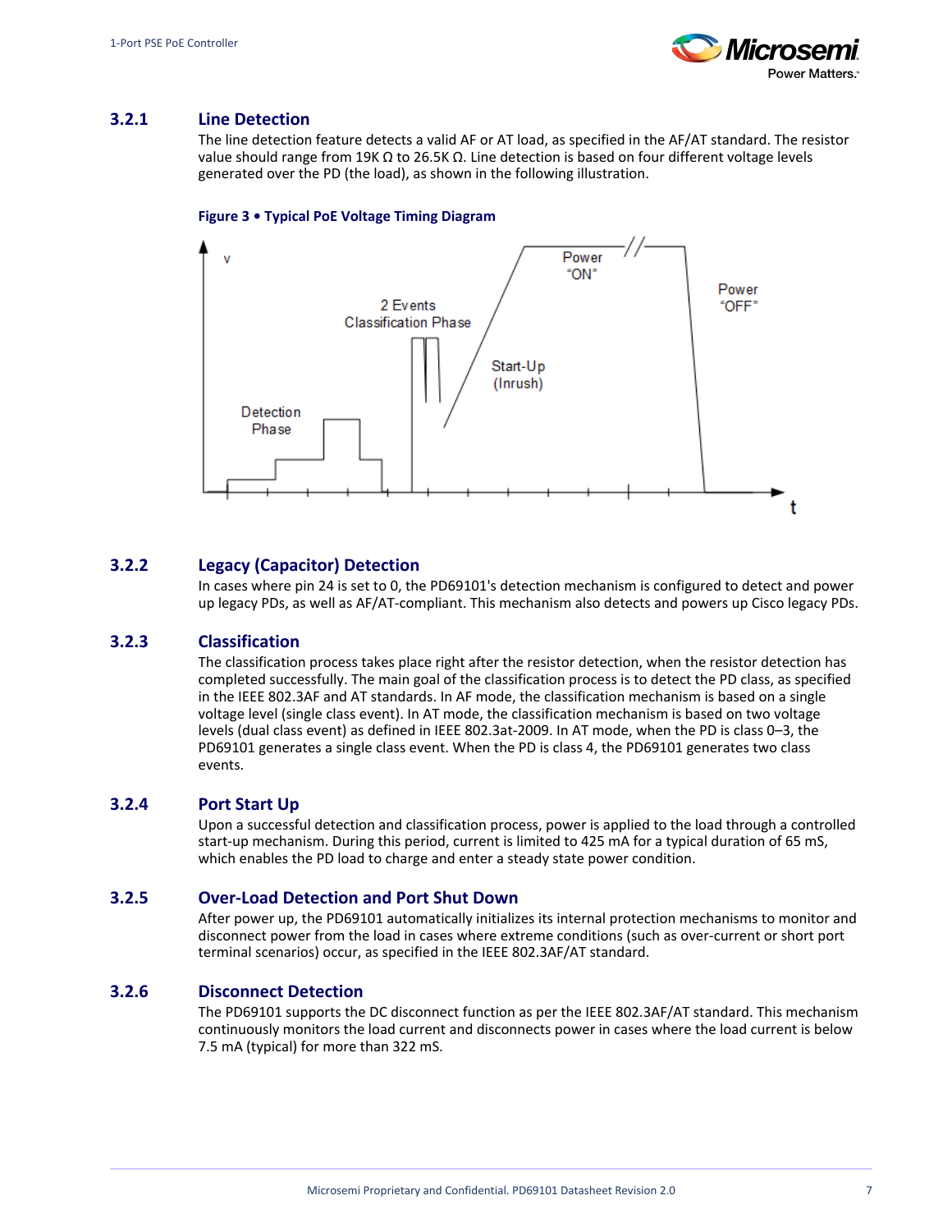### 3.2.1 Line Detection

The line detection feature detects a valid AF or AT load, as specified in the AF/AT standard. The resistor value should range from 19K Ω to 26.5K Ω. Line detection is based on four different voltage levels generated over the PD (the load), as shown in the following illustration.

**Figure 3 • Typical PoE Voltage Timing Diagram**

### 3.2.2 Legacy (Capacitor) Detection

In cases where pin 24 is set to 0, the PD69101's detection mechanism is configured to detect and power up legacy PDs, as well as AF/AT-compliant. This mechanism also detects and powers up Cisco legacy PDs.

### 3.2.3 Classification

The classification process takes place right after the resistor detection, when the resistor detection has completed successfully. The main goal of the classification process is to detect the PD class, as specified in the IEEE 802.3AF and AT standards. In AF mode, the classification mechanism is based on a single voltage level (single class event). In AT mode, the classification mechanism is based on two voltage levels (dual class event) as defined in IEEE 802.3at-2009. In AT mode, when the PD is class 0–3, the PD69101 generates a single class event. When the PD is class 4, the PD69101 generates two class events.

### 3.2.4 Port Start Up

Upon a successful detection and classification process, power is applied to the load through a controlled start-up mechanism. During this period, current is limited to 425 mA for a typical duration of 65 mS, which enables the PD load to charge and enter a steady state power condition.

### 3.2.5 Over-Load Detection and Port Shut Down

After power up, the PD69101 automatically initializes its internal protection mechanisms to monitor and disconnect power from the load in cases where extreme conditions (such as over-current or short port terminal scenarios) occur, as specified in the IEEE 802.3AF/AT standard.

### 3.2.6 Disconnect Detection

The PD69101 supports the DC disconnect function as per the IEEE 802.3AF/AT standard. This mechanism continuously monitors the load current and disconnects power in cases where the load current is below 7.5 mA (typical) for more than 322 mS.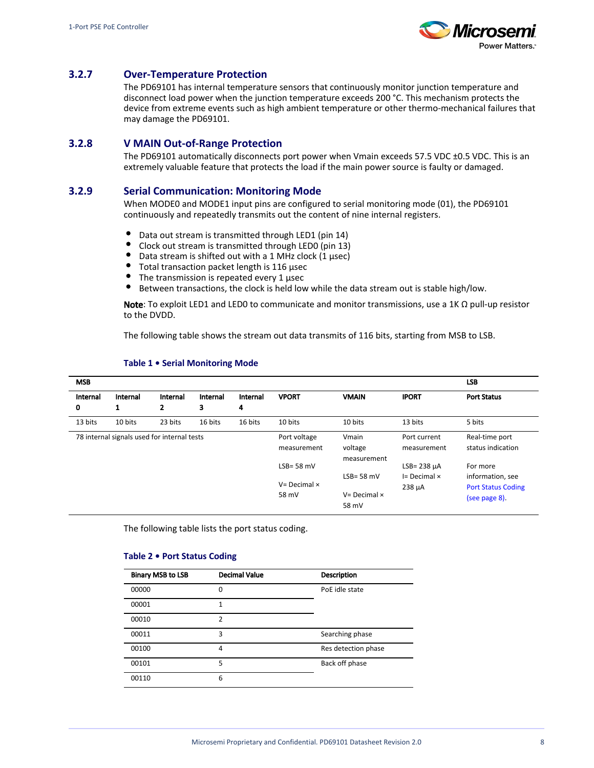### 3.2.7 Over-Temperature Protection

The PD69101 has internal temperature sensors that continuously monitor junction temperature and disconnect load power when the junction temperature exceeds 200 °C. This mechanism protects the device from extreme events such as high ambient temperature or other thermo-mechanical failures that may damage the PD69101.

### 3.2.8 V MAIN Out-of-Range Protection

The PD69101 automatically disconnects port power when Vmain exceeds 57.5 VDC ±0.5 VDC. This is an extremely valuable feature that protects the load if the main power source is faulty or damaged.

### 3.2.9 Serial Communication: Monitoring Mode

When MODE0 and MODE1 input pins are configured to serial monitoring mode (01), the PD69101 continuously and repeatedly transmits out the content of nine internal registers.

- Data out stream is transmitted through LED1 (pin 14)
- Clock out stream is transmitted through LED0 (pin 13)
- Data stream is shifted out with a 1 MHz clock (1 µsec)
- Total transaction packet length is 116 µsec
- The transmission is repeated every 1 µsec
- Between transactions, the clock is held low while the data stream out is stable high/low.

**Note**: To exploit LED1 and LED0 to communicate and monitor transmissions, use a 1K Ω pull-up resistor to the DVDD.

The following table shows the stream out data transmits of 116 bits, starting from MSB to LSB.

**Table 1 • Serial Monitoring Mode**

| MSB | | | | | | | | LSB |
|---|---|---|---|---|---|---|---|---|
| **Internal 0** | **Internal 1** | **Internal 2** | **Internal 3** | **Internal 4** | **VPORT** | **VMAIN** | **IPORT** | **Port Status** |
| 13 bits | 10 bits | 23 bits | 16 bits | 16 bits | 10 bits | 10 bits | 13 bits | 5 bits |
| 78 internal signals used for internal tests | | | | | Port voltage measurement<br><br>LSB= 58 mV<br><br>V= Decimal × 58 mV | Vmain voltage measurement<br><br>LSB= 58 mV<br><br>V= Decimal × 58 mV | Port current measurement<br><br>LSB= 238 µA<br>I= Decimal × 238 µA | Real-time port status indication<br><br>For more information, see Port Status Coding (see page 8). |

The following table lists the port status coding.

**Table 2 • Port Status Coding**

| Binary MSB to LSB | Decimal Value | Description |
|---|---|---|
| 00000 | 0 | PoE idle state |
| 00001 | 1 | |
| 00010 | 2 | |
| 00011 | 3 | Searching phase |
| 00100 | 4 | Res detection phase |
| 00101 | 5 | Back off phase |
| 00110 | 6 | |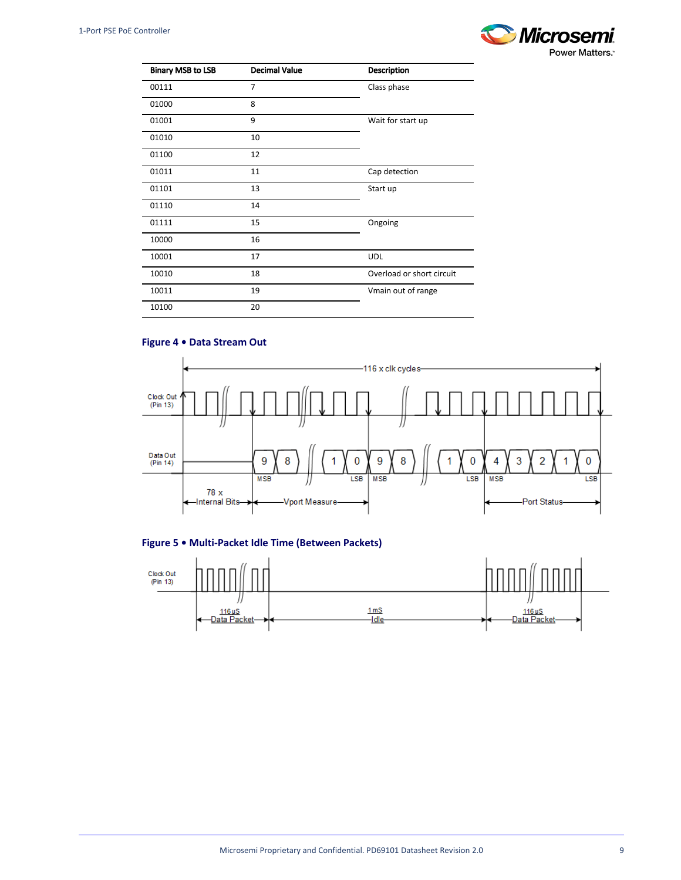| Binary MSB to LSB | Decimal Value | Description |
|---|---|---|
| 00111 | 7 | Class phase |
| 01000 | 8 | |
| 01001 | 9 | Wait for start up |
| 01010 | 10 | |
| 01100 | 12 | |
| 01011 | 11 | Cap detection |
| 01101 | 13 | Start up |
| 01110 | 14 | |
| 01111 | 15 | Ongoing |
| 10000 | 16 | |
| 10001 | 17 | UDL |
| 10010 | 18 | Overload or short circuit |
| 10011 | 19 | Vmain out of range |
| 10100 | 20 | |

### Figure 4 • Data Stream Out

### Figure 5 • Multi-Packet Idle Time (Between Packets)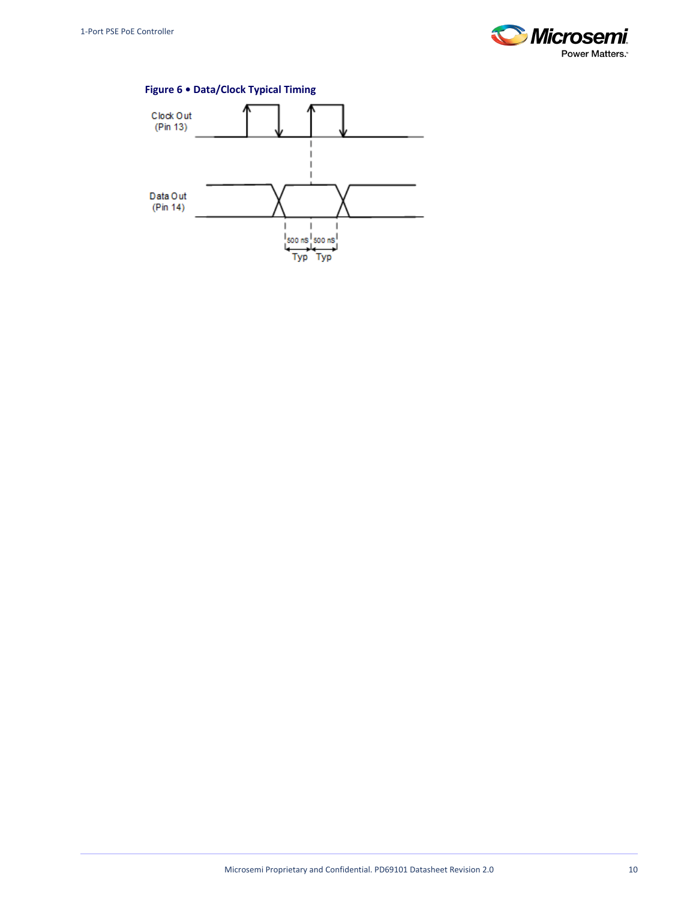**Figure 6 • Data/Clock Typical Timing**

Clock Out (Pin 13)

Data Out (Pin 14)

500 nS Typ 500 nS Typ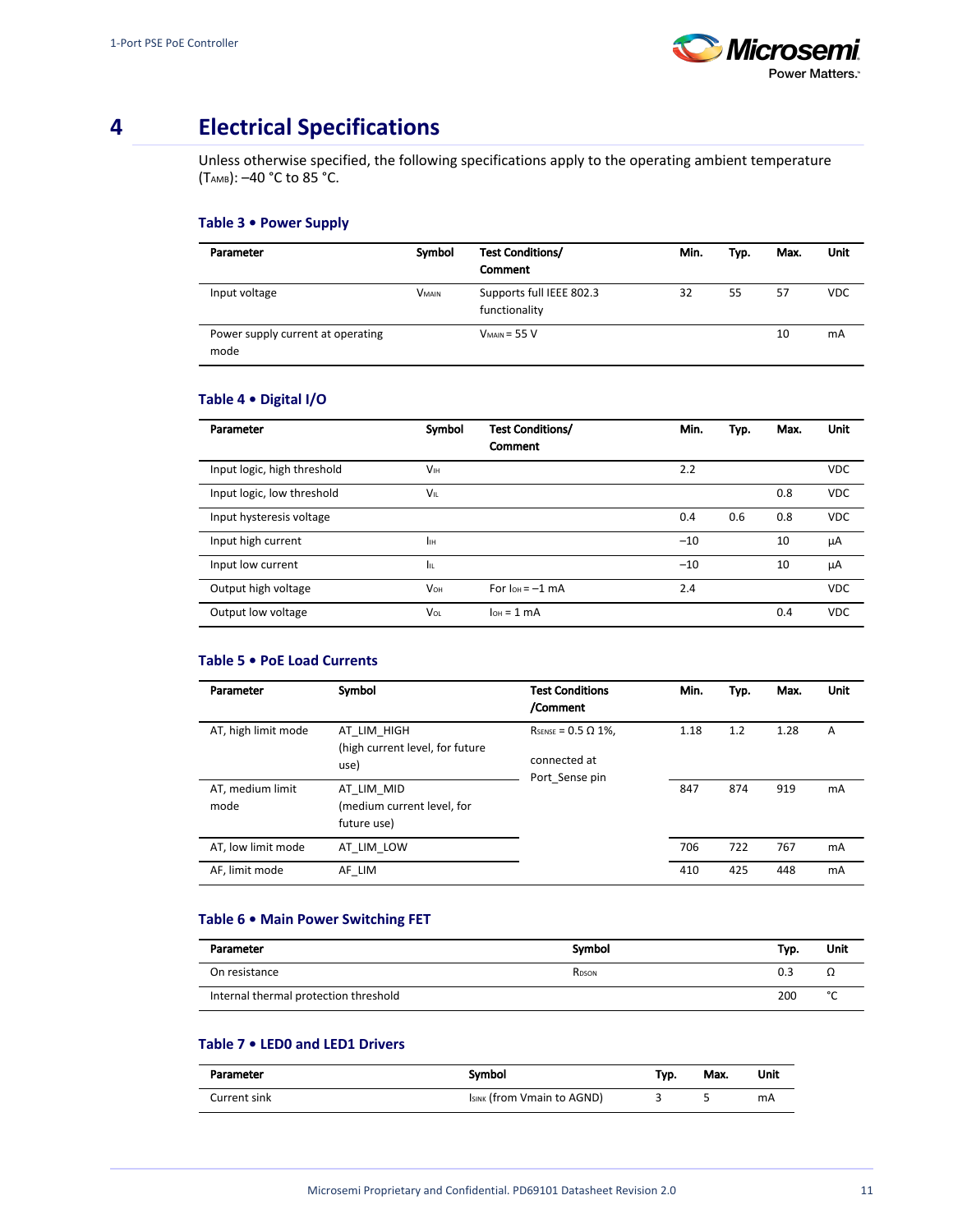# 4 Electrical Specifications

Unless otherwise specified, the following specifications apply to the operating ambient temperature ($T_{AMB}$): –40 °C to 85 °C.

**Table 3 • Power Supply**

| Parameter | Symbol | Test Conditions/ Comment | Min. | Typ. | Max. | Unit |
|---|---|---|---|---|---|---|
| Input voltage | $V_{MAIN}$ | Supports full IEEE 802.3 functionality | 32 | 55 | 57 | VDC |
| Power supply current at operating mode | | $V_{MAIN}$ = 55 V | | | 10 | mA |

**Table 4 • Digital I/O**

| Parameter | Symbol | Test Conditions/ Comment | Min. | Typ. | Max. | Unit |
|---|---|---|---|---|---|---|
| Input logic, high threshold | $V_{IH}$ | | 2.2 | | | VDC |
| Input logic, low threshold | $V_{IL}$ | | | | 0.8 | VDC |
| Input hysteresis voltage | | | 0.4 | 0.6 | 0.8 | VDC |
| Input high current | $I_{IH}$ | | –10 | | 10 | µA |
| Input low current | $I_{IL}$ | | –10 | | 10 | µA |
| Output high voltage | $V_{OH}$ | For $I_{OH}$ = –1 mA | 2.4 | | | VDC |
| Output low voltage | $V_{OL}$ | $I_{OH}$ = 1 mA | | | 0.4 | VDC |

**Table 5 • PoE Load Currents**

| Parameter | Symbol | Test Conditions /Comment | Min. | Typ. | Max. | Unit |
|---|---|---|---|---|---|---|
| AT, high limit mode | AT_LIM_HIGH (high current level, for future use) | $R_{SENSE}$ = 0.5 Ω 1%, connected at Port_Sense pin | 1.18 | 1.2 | 1.28 | A |
| AT, medium limit mode | AT_LIM_MID (medium current level, for future use) | | 847 | 874 | 919 | mA |
| AT, low limit mode | AT_LIM_LOW | | 706 | 722 | 767 | mA |
| AF, limit mode | AF_LIM | | 410 | 425 | 448 | mA |

**Table 6 • Main Power Switching FET**

| Parameter | Symbol | Typ. | Unit |
|---|---|---|---|
| On resistance | $R_{DSON}$ | 0.3 | Ω |
| Internal thermal protection threshold | | 200 | °C |

**Table 7 • LED0 and LED1 Drivers**

| Parameter | Symbol | Typ. | Max. | Unit |
|---|---|---|---|---|
| Current sink | $I_{SINK}$ (from Vmain to AGND) | 3 | 5 | mA |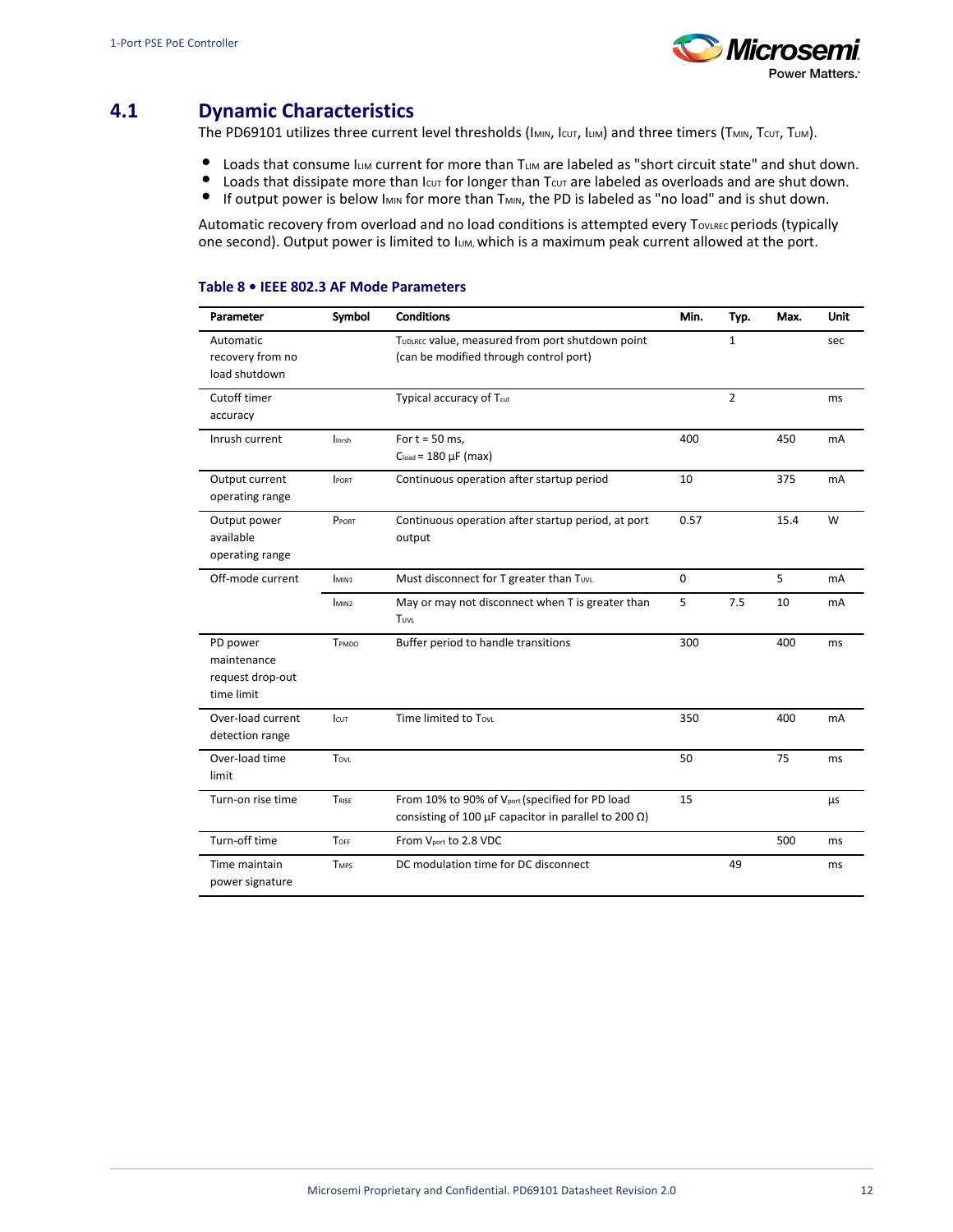## 4.1 Dynamic Characteristics

The PD69101 utilizes three current level thresholds ($I_{MIN}$, $I_{CUT}$, $I_{LIM}$) and three timers ($T_{MIN}$, $T_{CUT}$, $T_{LIM}$).

- Loads that consume $I_{LIM}$ current for more than $T_{LIM}$ are labeled as "short circuit state" and shut down.
- Loads that dissipate more than $I_{CUT}$ for longer than $T_{CUT}$ are labeled as overloads and are shut down.
- If output power is below $I_{MIN}$ for more than $T_{MIN}$, the PD is labeled as "no load" and is shut down.

Automatic recovery from overload and no load conditions is attempted every $T_{OVLREC}$ periods (typically one second). Output power is limited to $I_{LIM}$, which is a maximum peak current allowed at the port.

**Table 8 • IEEE 802.3 AF Mode Parameters**

| Parameter | Symbol | Conditions | Min. | Typ. | Max. | Unit |
|---|---|---|---|---|---|---|
| Automatic recovery from no load shutdown | | $T_{UDLREC}$ value, measured from port shutdown point (can be modified through control port) | | 1 | | sec |
| Cutoff timer accuracy | | Typical accuracy of $T_{cut}$ | | 2 | | ms |
| Inrush current | $I_{Inrsh}$ | For t = 50 ms, $C_{load}$ = 180 µF (max) | 400 | | 450 | mA |
| Output current operating range | $I_{PORT}$ | Continuous operation after startup period | 10 | | 375 | mA |
| Output power available operating range | $P_{PORT}$ | Continuous operation after startup period, at port output | 0.57 | | 15.4 | W |
| Off-mode current | $I_{MIN1}$ | Must disconnect for T greater than $T_{UVL}$ | 0 | | 5 | mA |
| | $I_{MIN2}$ | May or may not disconnect when T is greater than $T_{UVL}$ | 5 | 7.5 | 10 | mA |
| PD power maintenance request drop-out time limit | $T_{PMDO}$ | Buffer period to handle transitions | 300 | | 400 | ms |
| Over-load current detection range | $I_{CUT}$ | Time limited to $T_{OVL}$ | 350 | | 400 | mA |
| Over-load time limit | $T_{OVL}$ | | 50 | | 75 | ms |
| Turn-on rise time | $T_{RISE}$ | From 10% to 90% of $V_{port}$ (specified for PD load consisting of 100 µF capacitor in parallel to 200 Ω) | 15 | | | µs |
| Turn-off time | $T_{OFF}$ | From $V_{port}$ to 2.8 VDC | | | 500 | ms |
| Time maintain power signature | $T_{MPS}$ | DC modulation time for DC disconnect | | 49 | | ms |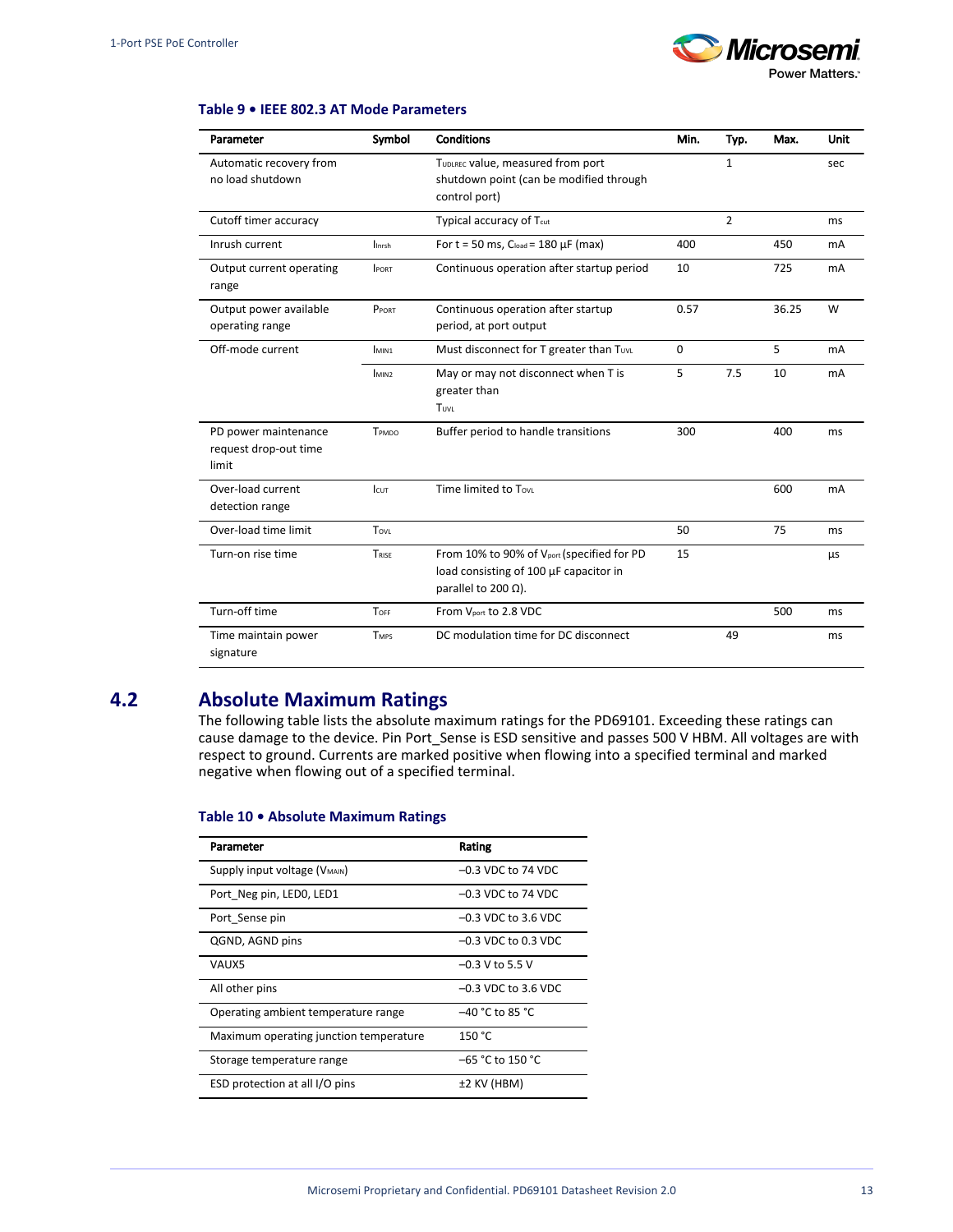**Table 9 • IEEE 802.3 AT Mode Parameters**

| Parameter | Symbol | Conditions | Min. | Typ. | Max. | Unit |
|---|---|---|---|---|---|---|
| Automatic recovery from no load shutdown | | $T_{UDLREC}$ value, measured from port shutdown point (can be modified through control port) | | 1 | | sec |
| Cutoff timer accuracy | | Typical accuracy of $T_{cut}$ | | 2 | | ms |
| Inrush current | $I_{Inrsh}$ | For t = 50 ms, $C_{load}$ = 180 µF (max) | 400 | | 450 | mA |
| Output current operating range | $I_{PORT}$ | Continuous operation after startup period | 10 | | 725 | mA |
| Output power available operating range | $P_{PORT}$ | Continuous operation after startup period, at port output | 0.57 | | 36.25 | W |
| Off-mode current | $I_{MIN1}$ | Must disconnect for T greater than $T_{UVL}$ | 0 | | 5 | mA |
| | $I_{MIN2}$ | May or may not disconnect when T is greater than $T_{UVL}$ | 5 | 7.5 | 10 | mA |
| PD power maintenance request drop-out time limit | $T_{PMDO}$ | Buffer period to handle transitions | 300 | | 400 | ms |
| Over-load current detection range | $I_{CUT}$ | Time limited to $T_{OVL}$ | | | 600 | mA |
| Over-load time limit | $T_{OVL}$ | | 50 | | 75 | ms |
| Turn-on rise time | $T_{RISE}$ | From 10% to 90% of $V_{port}$ (specified for PD load consisting of 100 µF capacitor in parallel to 200 Ω). | 15 | | | µs |
| Turn-off time | $T_{OFF}$ | From $V_{port}$ to 2.8 VDC | | | 500 | ms |
| Time maintain power signature | $T_{MPS}$ | DC modulation time for DC disconnect | | 49 | | ms |

## 4.2 Absolute Maximum Ratings

The following table lists the absolute maximum ratings for the PD69101. Exceeding these ratings can cause damage to the device. Pin Port_Sense is ESD sensitive and passes 500 V HBM. All voltages are with respect to ground. Currents are marked positive when flowing into a specified terminal and marked negative when flowing out of a specified terminal.

**Table 10 • Absolute Maximum Ratings**

| Parameter | Rating |
|---|---|
| Supply input voltage ($V_{MAIN}$) | –0.3 VDC to 74 VDC |
| Port_Neg pin, LED0, LED1 | –0.3 VDC to 74 VDC |
| Port_Sense pin | –0.3 VDC to 3.6 VDC |
| QGND, AGND pins | –0.3 VDC to 0.3 VDC |
| VAUX5 | –0.3 V to 5.5 V |
| All other pins | –0.3 VDC to 3.6 VDC |
| Operating ambient temperature range | –40 °C to 85 °C |
| Maximum operating junction temperature | 150 °C |
| Storage temperature range | –65 °C to 150 °C |
| ESD protection at all I/O pins | ±2 KV (HBM) |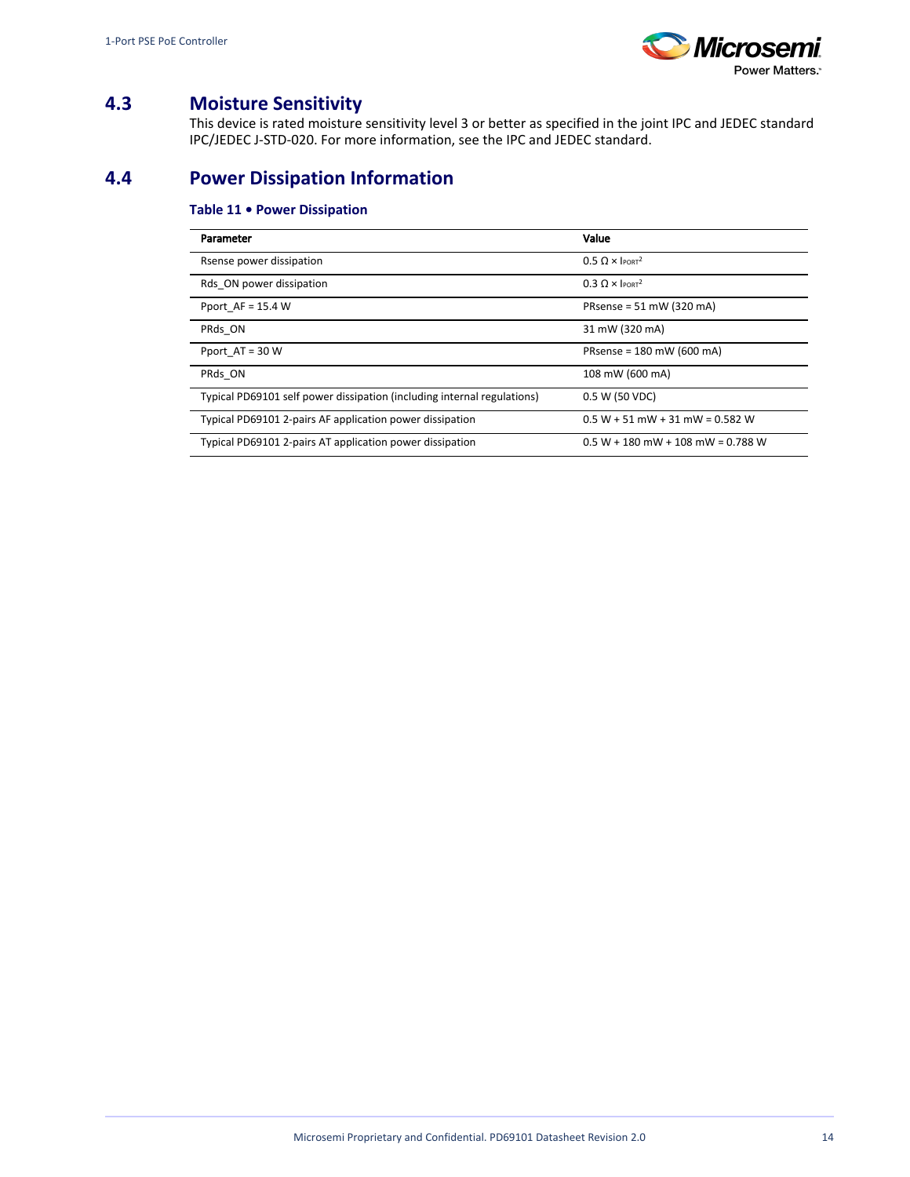## 4.3 Moisture Sensitivity

This device is rated moisture sensitivity level 3 or better as specified in the joint IPC and JEDEC standard IPC/JEDEC J-STD-020. For more information, see the IPC and JEDEC standard.

## 4.4 Power Dissipation Information

**Table 11 • Power Dissipation**

| Parameter | Value |
|---|---|
| Rsense power dissipation | $0.5\ \Omega \times I_{PORT}^2$ |
| Rds_ON power dissipation | $0.3\ \Omega \times I_{PORT}^2$ |
| Pport_AF = 15.4 W | PRsense = 51 mW (320 mA) |
| PRds_ON | 31 mW (320 mA) |
| Pport_AT = 30 W | PRsense = 180 mW (600 mA) |
| PRds_ON | 108 mW (600 mA) |
| Typical PD69101 self power dissipation (including internal regulations) | 0.5 W (50 VDC) |
| Typical PD69101 2-pairs AF application power dissipation | 0.5 W + 51 mW + 31 mW = 0.582 W |
| Typical PD69101 2-pairs AT application power dissipation | 0.5 W + 180 mW + 108 mW = 0.788 W |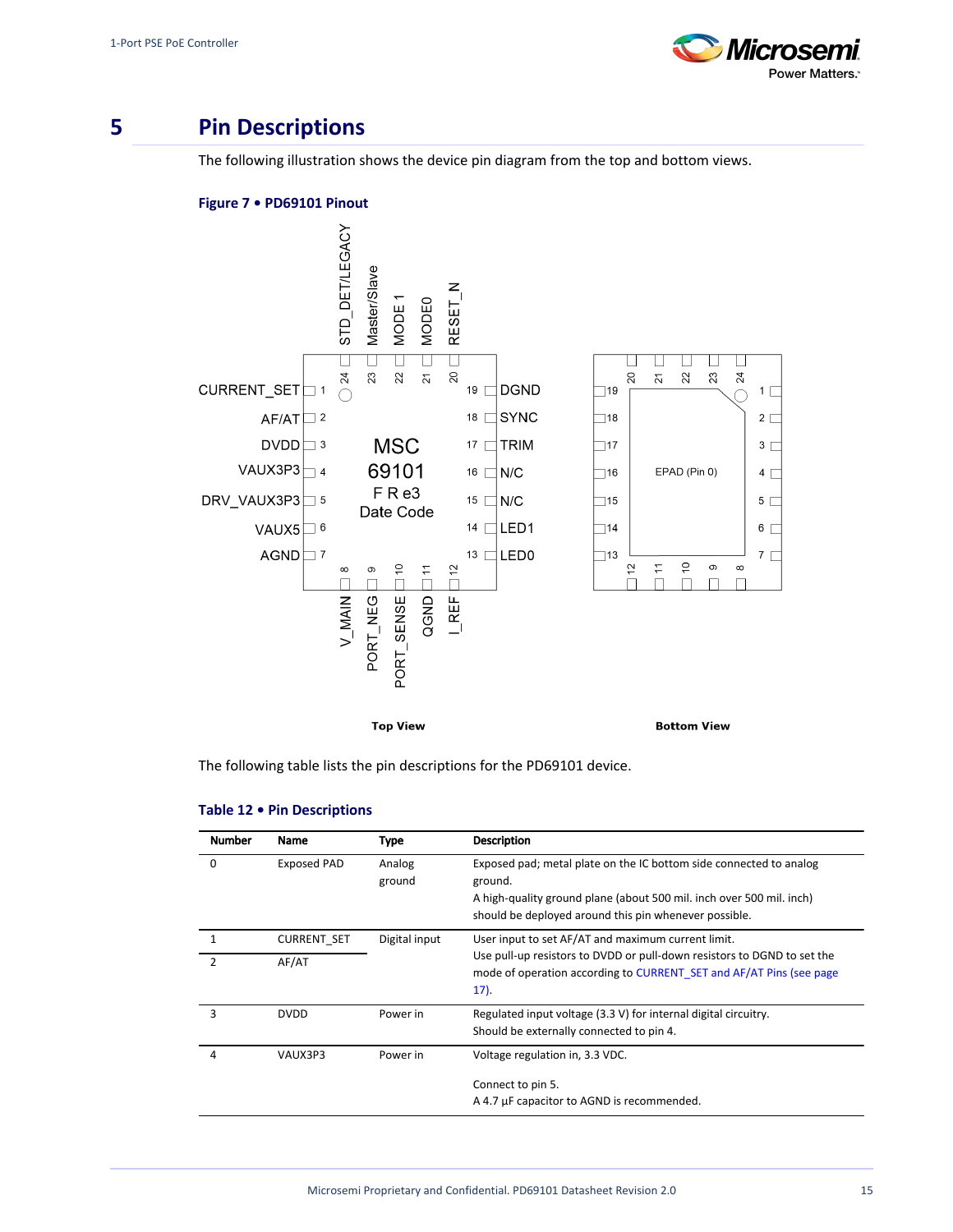# 5 Pin Descriptions

The following illustration shows the device pin diagram from the top and bottom views.

**Figure 7 • PD69101 Pinout**

The following table lists the pin descriptions for the PD69101 device.

**Table 12 • Pin Descriptions**

| Number | Name | Type | Description |
|---|---|---|---|
| 0 | Exposed PAD | Analog ground | Exposed pad; metal plate on the IC bottom side connected to analog ground. A high-quality ground plane (about 500 mil. inch over 500 mil. inch) should be deployed around this pin whenever possible. |
| 1 | CURRENT_SET | Digital input | User input to set AF/AT and maximum current limit. Use pull-up resistors to DVDD or pull-down resistors to DGND to set the mode of operation according to CURRENT_SET and AF/AT Pins (see page 17). |
| 2 | AF/AT | | |
| 3 | DVDD | Power in | Regulated input voltage (3.3 V) for internal digital circuitry. Should be externally connected to pin 4. |
| 4 | VAUX3P3 | Power in | Voltage regulation in, 3.3 VDC.<br><br>Connect to pin 5.<br>A 4.7 µF capacitor to AGND is recommended. |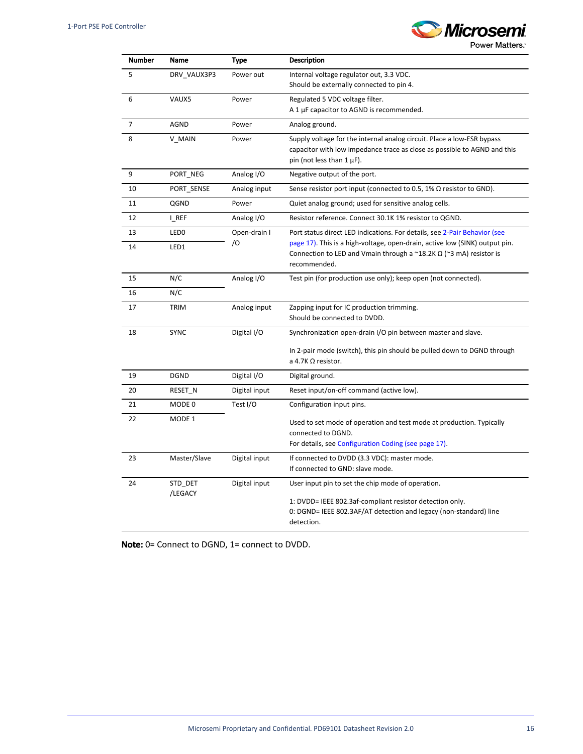| Number | Name | Type | Description |
|---|---|---|---|
| 5 | DRV_VAUX3P3 | Power out | Internal voltage regulator out, 3.3 VDC.<br>Should be externally connected to pin 4. |
| 6 | VAUX5 | Power | Regulated 5 VDC voltage filter.<br>A 1 µF capacitor to AGND is recommended. |
| 7 | AGND | Power | Analog ground. |
| 8 | V_MAIN | Power | Supply voltage for the internal analog circuit. Place a low-ESR bypass capacitor with low impedance trace as close as possible to AGND and this pin (not less than 1 µF). |
| 9 | PORT_NEG | Analog I/O | Negative output of the port. |
| 10 | PORT_SENSE | Analog input | Sense resistor port input (connected to 0.5, 1% Ω resistor to GND). |
| 11 | QGND | Power | Quiet analog ground; used for sensitive analog cells. |
| 12 | I_REF | Analog I/O | Resistor reference. Connect 30.1K 1% resistor to QGND. |
| 13 | LED0 | Open-drain I/O | Port status direct LED indications. For details, see 2-Pair Behavior (see page 17). This is a high-voltage, open-drain, active low (SINK) output pin. Connection to LED and Vmain through a ~18.2K Ω (~3 mA) resistor is recommended. |
| 14 | LED1 | | |
| 15 | N/C | Analog I/O | Test pin (for production use only); keep open (not connected). |
| 16 | N/C | | |
| 17 | TRIM | Analog input | Zapping input for IC production trimming.<br>Should be connected to DVDD. |
| 18 | SYNC | Digital I/O | Synchronization open-drain I/O pin between master and slave.<br><br>In 2-pair mode (switch), this pin should be pulled down to DGND through a 4.7K Ω resistor. |
| 19 | DGND | Digital I/O | Digital ground. |
| 20 | RESET_N | Digital input | Reset input/on-off command (active low). |
| 21 | MODE 0 | Test I/O | Configuration input pins.<br><br>Used to set mode of operation and test mode at production. Typically connected to DGND.<br>For details, see Configuration Coding (see page 17). |
| 22 | MODE 1 | | |
| 23 | Master/Slave | Digital input | If connected to DVDD (3.3 VDC): master mode.<br>If connected to GND: slave mode. |
| 24 | STD_DET /LEGACY | Digital input | User input pin to set the chip mode of operation.<br><br>1: DVDD= IEEE 802.3af-compliant resistor detection only.<br>0: DGND= IEEE 802.3AF/AT detection and legacy (non-standard) line detection. |

**Note:** 0= Connect to DGND, 1= connect to DVDD.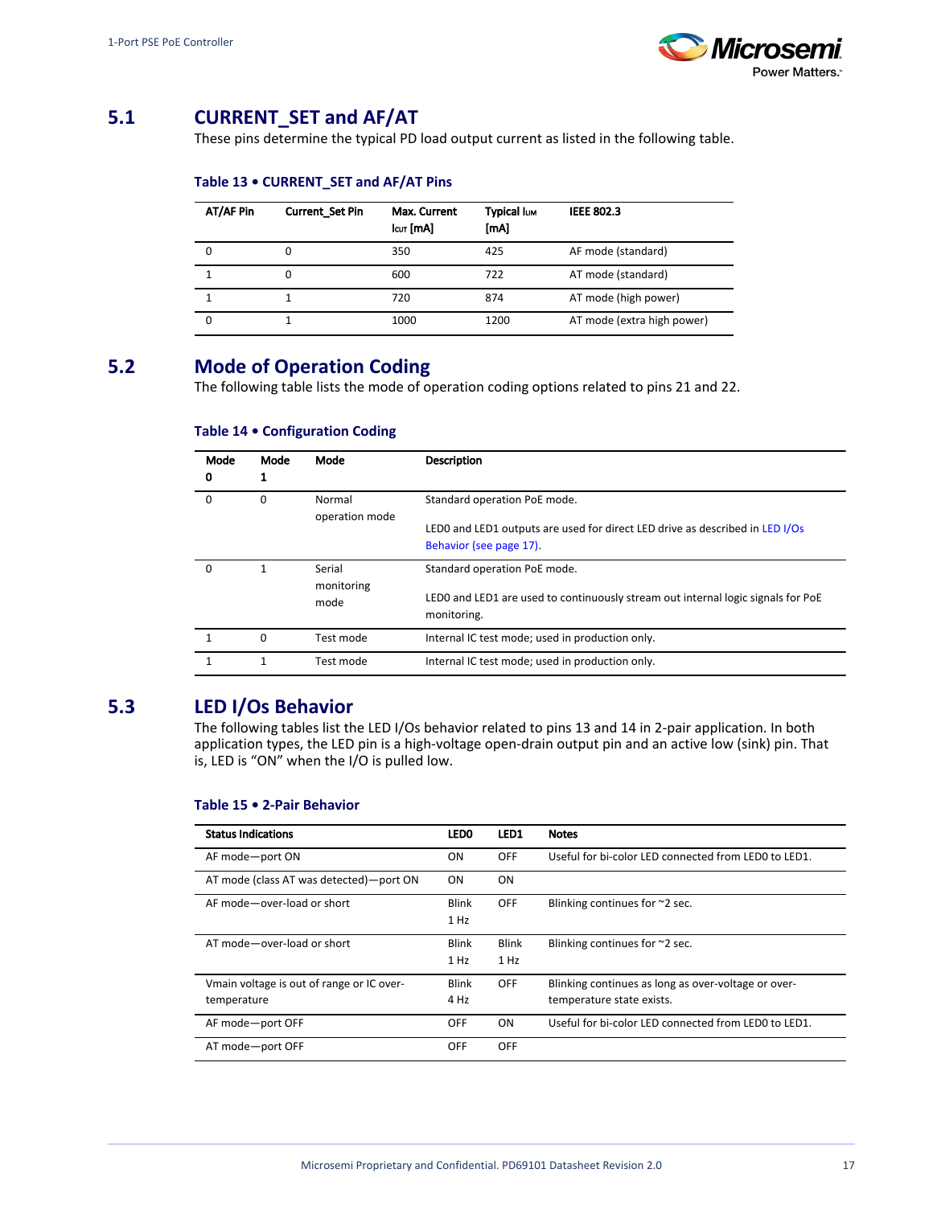## 5.1 CURRENT_SET and AF/AT

These pins determine the typical PD load output current as listed in the following table.

**Table 13 • CURRENT_SET and AF/AT Pins**

| AT/AF Pin | Current_Set Pin | Max. Current $I_{CUT}$ [mA] | Typical $I_{LIM}$ [mA] | IEEE 802.3 |
|---|---|---|---|---|
| 0 | 0 | 350 | 425 | AF mode (standard) |
| 1 | 0 | 600 | 722 | AT mode (standard) |
| 1 | 1 | 720 | 874 | AT mode (high power) |
| 0 | 1 | 1000 | 1200 | AT mode (extra high power) |

## 5.2 Mode of Operation Coding

The following table lists the mode of operation coding options related to pins 21 and 22.

**Table 14 • Configuration Coding**

| Mode 0 | Mode 1 | Mode | Description |
|---|---|---|---|
| 0 | 0 | Normal operation mode | Standard operation PoE mode.<br><br>LED0 and LED1 outputs are used for direct LED drive as described in LED I/Os Behavior (see page 17). |
| 0 | 1 | Serial monitoring mode | Standard operation PoE mode.<br><br>LED0 and LED1 are used to continuously stream out internal logic signals for PoE monitoring. |
| 1 | 0 | Test mode | Internal IC test mode; used in production only. |
| 1 | 1 | Test mode | Internal IC test mode; used in production only. |

## 5.3 LED I/Os Behavior

The following tables list the LED I/Os behavior related to pins 13 and 14 in 2-pair application. In both application types, the LED pin is a high-voltage open-drain output pin and an active low (sink) pin. That is, LED is "ON" when the I/O is pulled low.

**Table 15 • 2-Pair Behavior**

| Status Indications | LED0 | LED1 | Notes |
|---|---|---|---|
| AF mode—port ON | ON | OFF | Useful for bi-color LED connected from LED0 to LED1. |
| AT mode (class AT was detected)—port ON | ON | ON | |
| AF mode—over-load or short | Blink 1 Hz | OFF | Blinking continues for ~2 sec. |
| AT mode—over-load or short | Blink 1 Hz | Blink 1 Hz | Blinking continues for ~2 sec. |
| Vmain voltage is out of range or IC over-temperature | Blink 4 Hz | OFF | Blinking continues as long as over-voltage or over-temperature state exists. |
| AF mode—port OFF | OFF | ON | Useful for bi-color LED connected from LED0 to LED1. |
| AT mode—port OFF | OFF | OFF | |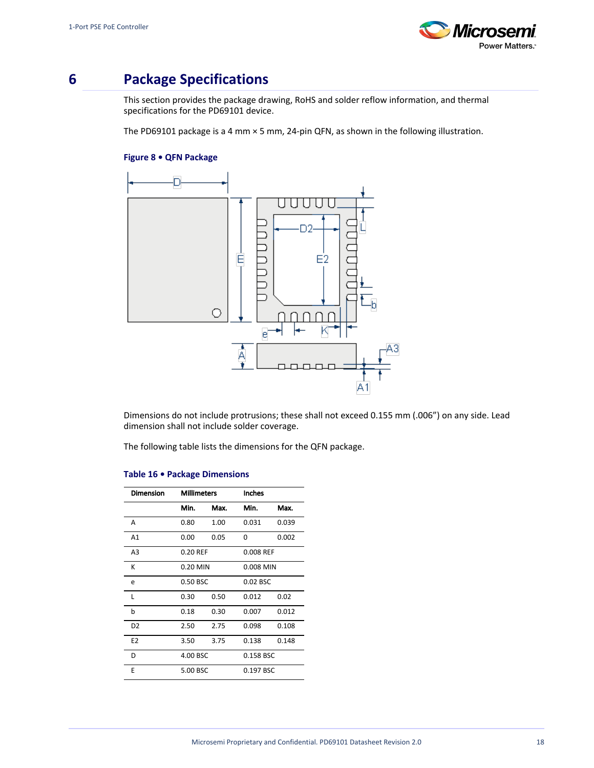# 6 Package Specifications

This section provides the package drawing, RoHS and solder reflow information, and thermal specifications for the PD69101 device.

The PD69101 package is a 4 mm × 5 mm, 24-pin QFN, as shown in the following illustration.

**Figure 8 • QFN Package**

Dimensions do not include protrusions; these shall not exceed 0.155 mm (.006") on any side. Lead dimension shall not include solder coverage.

The following table lists the dimensions for the QFN package.

**Table 16 • Package Dimensions**

| Dimension | Millimeters | | Inches | |
|---|---|---|---|---|
| | Min. | Max. | Min. | Max. |
| A | 0.80 | 1.00 | 0.031 | 0.039 |
| A1 | 0.00 | 0.05 | 0 | 0.002 |
| A3 | 0.20 REF | | 0.008 REF | |
| K | 0.20 MIN | | 0.008 MIN | |
| e | 0.50 BSC | | 0.02 BSC | |
| L | 0.30 | 0.50 | 0.012 | 0.02 |
| b | 0.18 | 0.30 | 0.007 | 0.012 |
| D2 | 2.50 | 2.75 | 0.098 | 0.108 |
| E2 | 3.50 | 3.75 | 0.138 | 0.148 |
| D | 4.00 BSC | | 0.158 BSC | |
| E | 5.00 BSC | | 0.197 BSC | |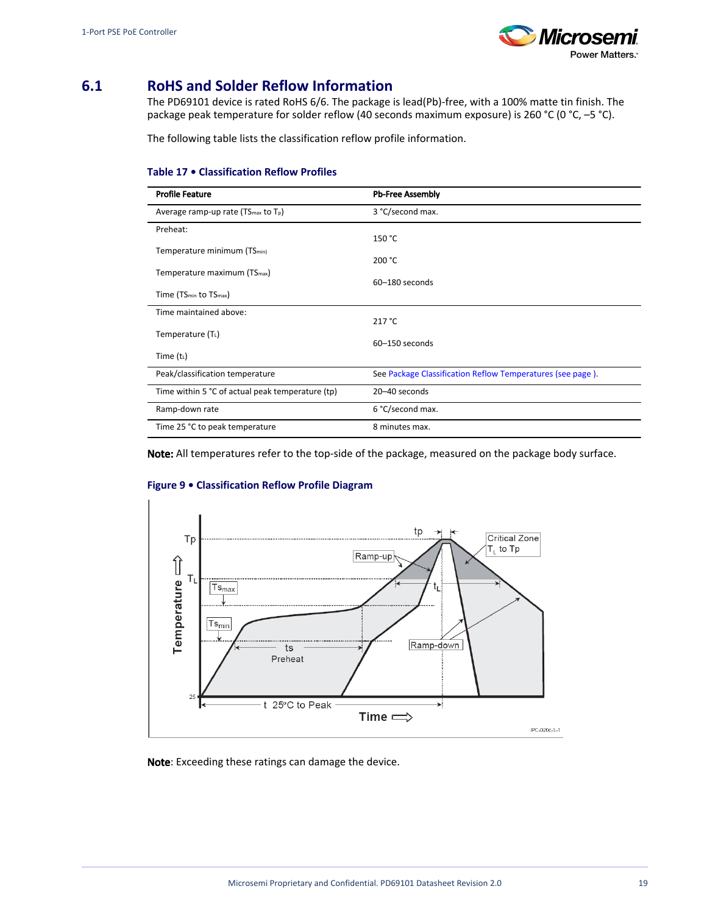## 6.1 RoHS and Solder Reflow Information

The PD69101 device is rated RoHS 6/6. The package is lead(Pb)-free, with a 100% matte tin finish. The package peak temperature for solder reflow (40 seconds maximum exposure) is 260 °C (0 °C, –5 °C).

The following table lists the classification reflow profile information.

**Table 17 • Classification Reflow Profiles**

| Profile Feature | Pb-Free Assembly |
|---|---|
| Average ramp-up rate ($TS_{max}$ to $T_p$) | 3 °C/second max. |
| Preheat:<br>Temperature minimum ($TS_{min}$)<br>Temperature maximum ($TS_{max}$)<br>Time ($TS_{min}$ to $TS_{max}$) | <br>150 °C<br>200 °C<br>60–180 seconds |
| Time maintained above:<br>Temperature ($T_L$)<br>Time ($t_L$) | <br>217 °C<br>60–150 seconds |
| Peak/classification temperature | See Package Classification Reflow Temperatures (see page ). |
| Time within 5 °C of actual peak temperature (tp) | 20–40 seconds |
| Ramp-down rate | 6 °C/second max. |
| Time 25 °C to peak temperature | 8 minutes max. |

**Note:** All temperatures refer to the top-side of the package, measured on the package body surface.

**Figure 9 • Classification Reflow Profile Diagram**

**Note**: Exceeding these ratings can damage the device.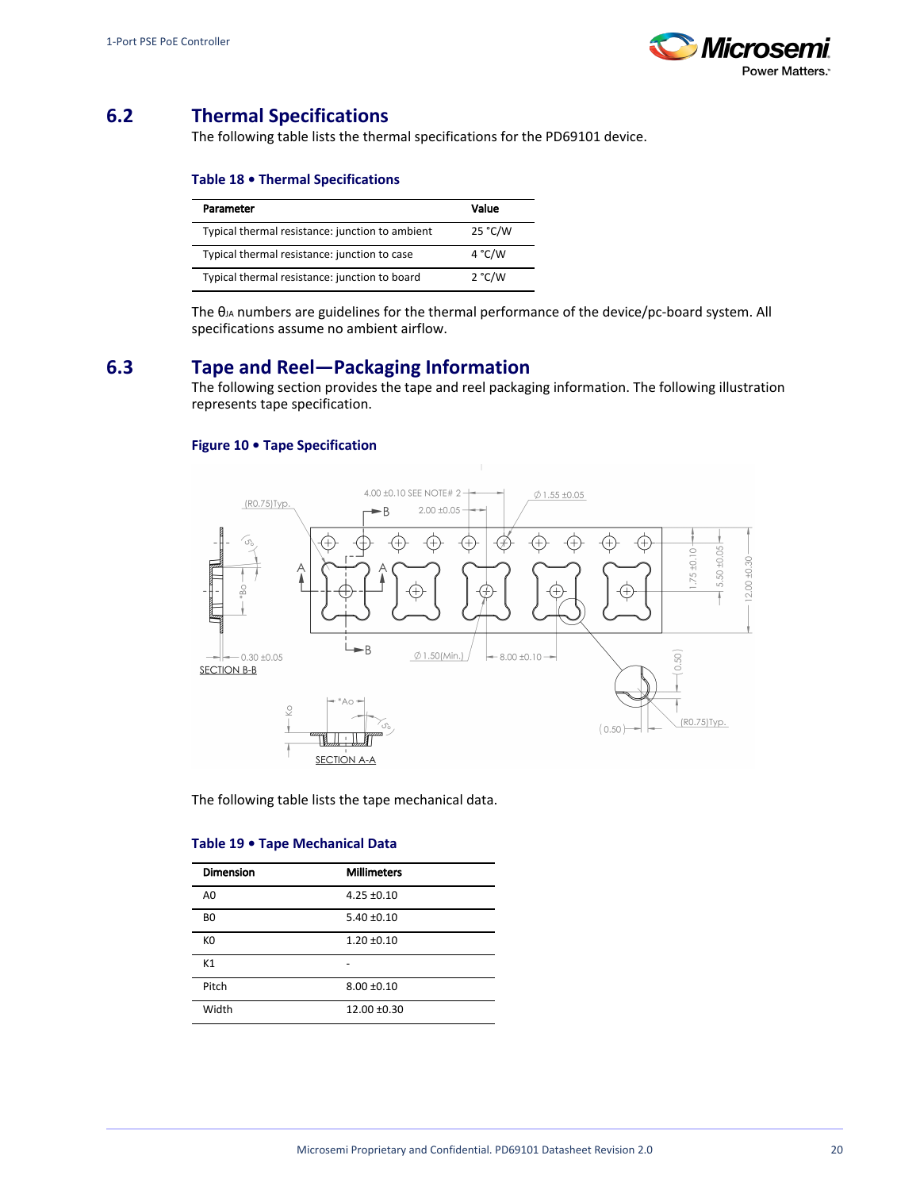## 6.2 Thermal Specifications

The following table lists the thermal specifications for the PD69101 device.

**Table 18 • Thermal Specifications**

| Parameter | Value |
|---|---|
| Typical thermal resistance: junction to ambient | 25 °C/W |
| Typical thermal resistance: junction to case | 4 °C/W |
| Typical thermal resistance: junction to board | 2 °C/W |

The $\theta_{JA}$ numbers are guidelines for the thermal performance of the device/pc-board system. All specifications assume no ambient airflow.

## 6.3 Tape and Reel—Packaging Information

The following section provides the tape and reel packaging information. The following illustration represents tape specification.

**Figure 10 • Tape Specification**

The following table lists the tape mechanical data.

**Table 19 • Tape Mechanical Data**

| Dimension | Millimeters |
|---|---|
| A0 | 4.25 ±0.10 |
| B0 | 5.40 ±0.10 |
| K0 | 1.20 ±0.10 |
| K1 | - |
| Pitch | 8.00 ±0.10 |
| Width | 12.00 ±0.30 |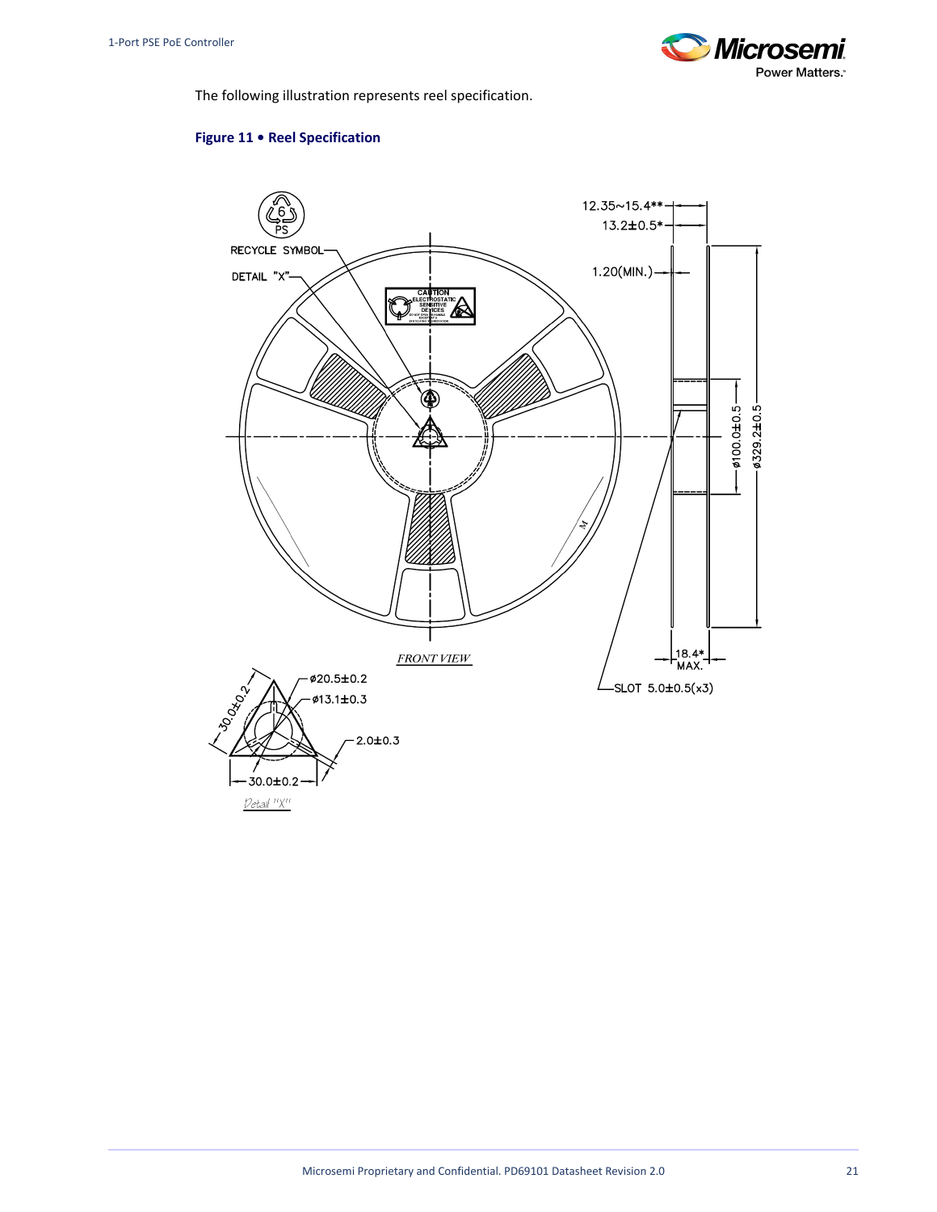The following illustration represents reel specification.

**Figure 11 • Reel Specification**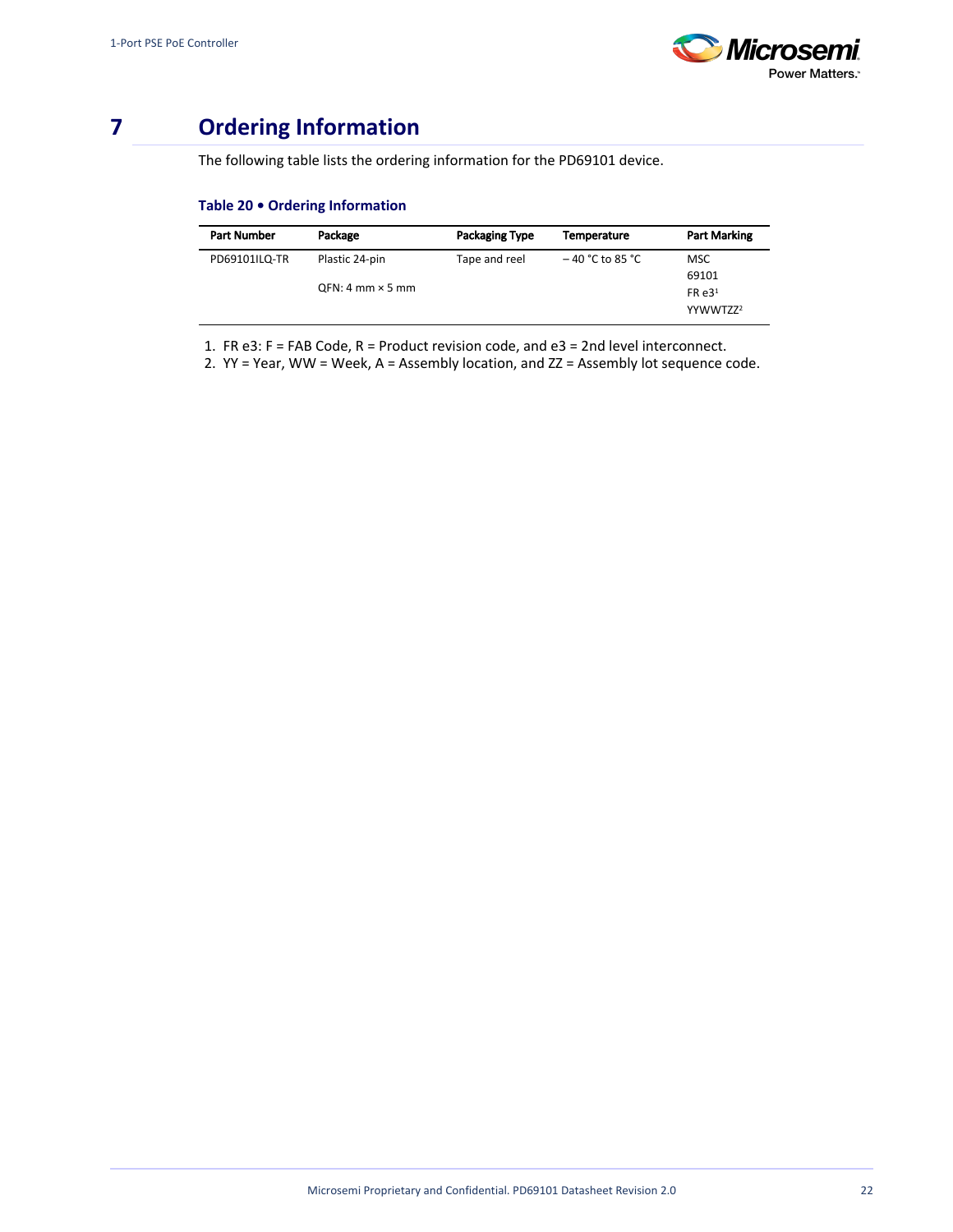# 7 Ordering Information

The following table lists the ordering information for the PD69101 device.

**Table 20 • Ordering Information**

| Part Number | Package | Packaging Type | Temperature | Part Marking |
|---|---|---|---|---|
| PD69101ILQ-TR | Plastic 24-pin<br><br>QFN: 4 mm × 5 mm | Tape and reel | – 40 °C to 85 °C | MSC<br>69101<br>FR e3[1]<br>YYWWTZZ[2] |

1. FR e3: F = FAB Code, R = Product revision code, and e3 = 2nd level interconnect.
2. YY = Year, WW = Week, A = Assembly location, and ZZ = Assembly lot sequence code.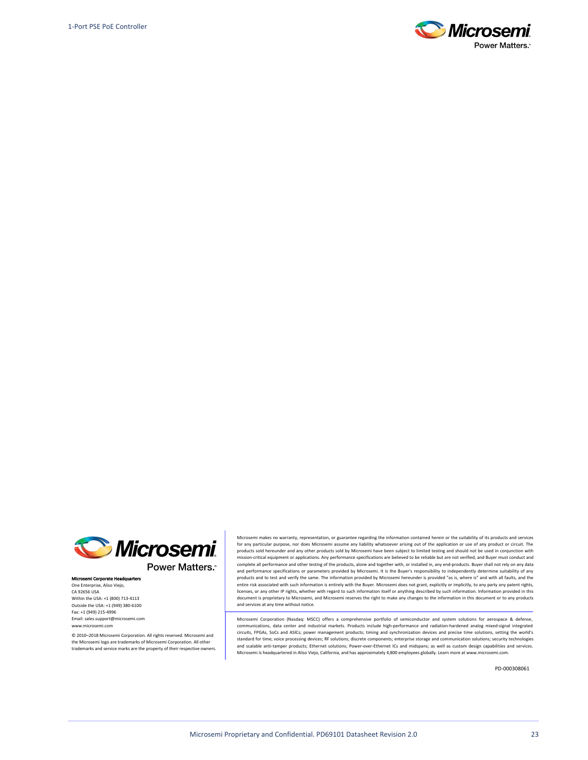**Microsemi Corporate Headquarters**
One Enterprise, Aliso Viejo,
CA 92656 USA
Within the USA: +1 (800) 713-4113
Outside the USA: +1 (949) 380-6100
Fax: +1 (949) 215-4996
Email: sales.support@microsemi.com
www.microsemi.com

© 2010–2018 Microsemi Corporation. All rights reserved. Microsemi and the Microsemi logo are trademarks of Microsemi Corporation. All other trademarks and service marks are the property of their respective owners.

Microsemi makes no warranty, representation, or guarantee regarding the information contained herein or the suitability of its products and services for any particular purpose, nor does Microsemi assume any liability whatsoever arising out of the application or use of any product or circuit. The products sold hereunder and any other products sold by Microsemi have been subject to limited testing and should not be used in conjunction with mission-critical equipment or applications. Any performance specifications are believed to be reliable but are not verified, and Buyer must conduct and complete all performance and other testing of the products, alone and together with, or installed in, any end-products. Buyer shall not rely on any data and performance specifications or parameters provided by Microsemi. It is the Buyer's responsibility to independently determine suitability of any products and to test and verify the same. The information provided by Microsemi hereunder is provided "as is, where is" and with all faults, and the entire risk associated with such information is entirely with the Buyer. Microsemi does not grant, explicitly or implicitly, to any party any patent rights, licenses, or any other IP rights, whether with regard to such information itself or anything described by such information. Information provided in this document is proprietary to Microsemi, and Microsemi reserves the right to make any changes to the information in this document or to any products and services at any time without notice.

Microsemi Corporation (Nasdaq: MSCC) offers a comprehensive portfolio of semiconductor and system solutions for aerospace & defense, communications, data center and industrial markets. Products include high-performance and radiation-hardened analog mixed-signal integrated circuits, FPGAs, SoCs and ASICs; power management products; timing and synchronization devices and precise time solutions, setting the world's standard for time; voice processing devices; RF solutions; discrete components; enterprise storage and communication solutions; security technologies and scalable anti-tamper products; Ethernet solutions; Power-over-Ethernet ICs and midspans; as well as custom design capabilities and services. Microsemi is headquartered in Aliso Viejo, California, and has approximately 4,800 employees globally. Learn more at www.microsemi.com.

PD-000308061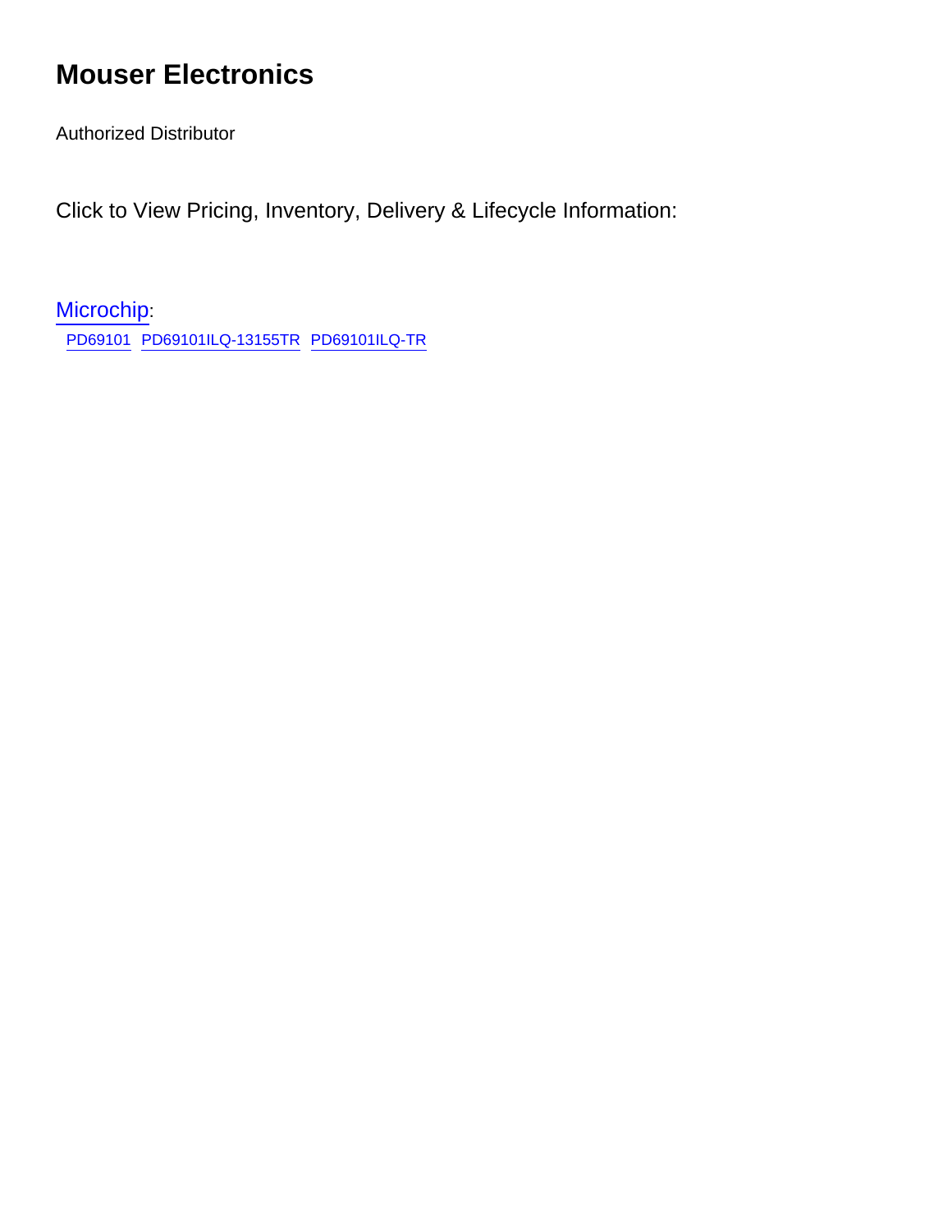# Mouser Electronics

Authorized Distributor

Click to View Pricing, Inventory, Delivery & Lifecycle Information:

Microchip:

PD69101 PD69101ILQ-13155TR PD69101ILQ-TR